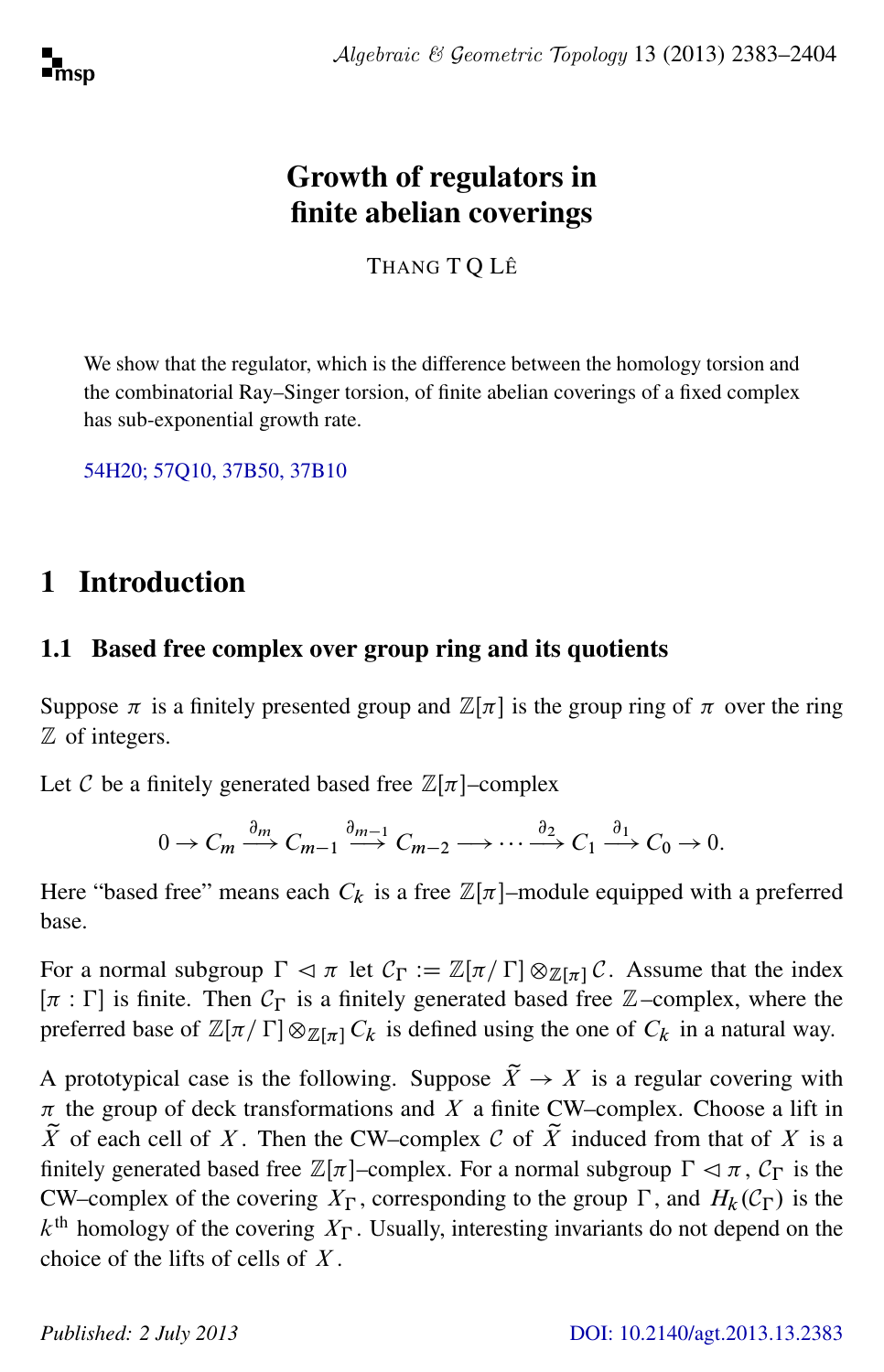# Growth of regulators in finite abelian coverings

THANG T Q LÊ

We show that the regulator, which is the difference between the homology torsion and the combinatorial Ray–Singer torsion, of finite abelian coverings of a fixed complex has sub-exponential growth rate.

54H20; 57Q10, 37B50, 37B10

## 1 Introduction

### 1.1 Based free complex over group ring and its quotients

Suppose $\pi$ is a finitely presented group and $\mathbb{Z}[\pi]$ is the group ring of $\pi$ over the ring $\mathbb{Z}$ of integers.

Let $\mathcal{C}$ be a finitely generated based free $\mathbb{Z}[\pi]$–complex

$$0 \to C_m \xrightarrow{\partial_m} C_{m-1} \xrightarrow{\partial_{m-1}} C_{m-2} \longrightarrow \cdots \xrightarrow{\partial_2} C_1 \xrightarrow{\partial_1} C_0 \to 0.$$

Here "based free" means each $C_k$ is a free $\mathbb{Z}[\pi]$–module equipped with a preferred base.

For a normal subgroup $\Gamma \lhd \pi$ let $\mathcal{C}_\Gamma := \mathbb{Z}[\pi/\Gamma] \otimes_{\mathbb{Z}[\pi]} \mathcal{C}$. Assume that the index $[\pi : \Gamma]$ is finite. Then $\mathcal{C}_\Gamma$ is a finitely generated based free $\mathbb{Z}$–complex, where the preferred base of $\mathbb{Z}[\pi/\Gamma] \otimes_{\mathbb{Z}[\pi]} C_k$ is defined using the one of $C_k$ in a natural way.

A prototypical case is the following. Suppose $\widetilde{X} \to X$ is a regular covering with $\pi$ the group of deck transformations and $X$ a finite CW–complex. Choose a lift in $\widetilde{X}$ of each cell of $X$. Then the CW–complex $\mathcal{C}$ of $\widetilde{X}$ induced from that of $X$ is a finitely generated based free $\mathbb{Z}[\pi]$–complex. For a normal subgroup $\Gamma \lhd \pi$, $\mathcal{C}_\Gamma$ is the CW–complex of the covering $X_\Gamma$, corresponding to the group $\Gamma$, and $H_k(\mathcal{C}_\Gamma)$ is the $k^{\text{th}}$ homology of the covering $X_\Gamma$. Usually, interesting invariants do not depend on the choice of the lifts of cells of $X$.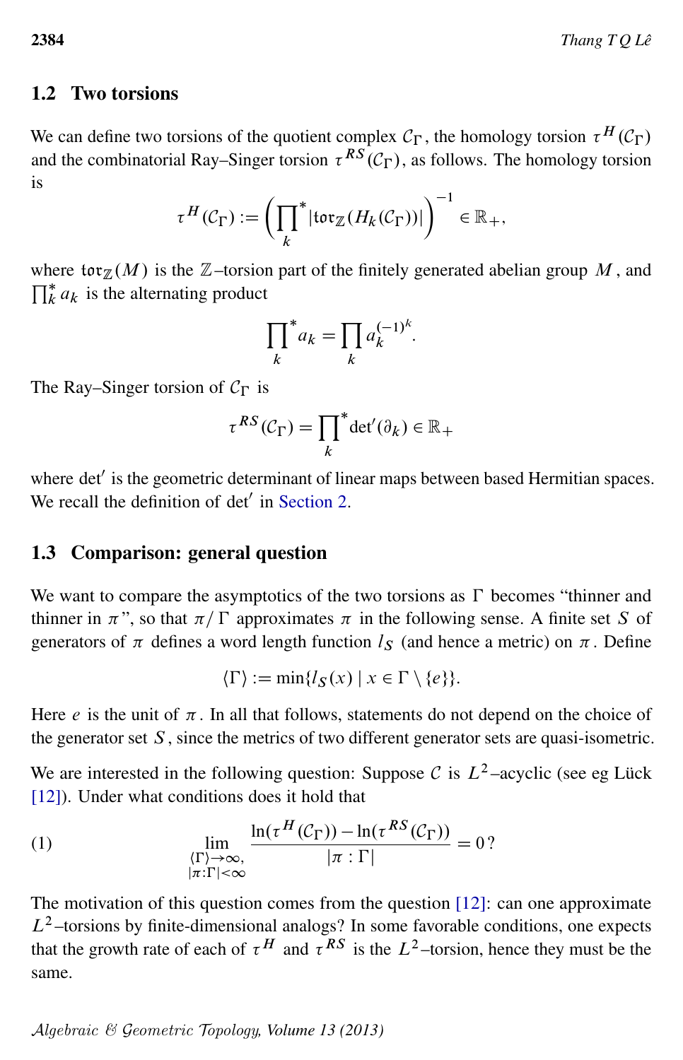## 1.2 Two torsions

We can define two torsions of the quotient complex $\mathcal{C}_\Gamma$, the homology torsion $\tau^H(\mathcal{C}_\Gamma)$ and the combinatorial Ray–Singer torsion $\tau^{RS}(\mathcal{C}_\Gamma)$, as follows. The homology torsion is

$$\tau^H(\mathcal{C}_\Gamma) := \left(\prod_k^* |\mathfrak{tor}_\mathbb{Z}(H_k(\mathcal{C}_\Gamma))|\right)^{-1} \in \mathbb{R}_+,$$

where $\mathfrak{tor}_\mathbb{Z}(M)$ is the $\mathbb{Z}$–torsion part of the finitely generated abelian group $M$, and $\prod_k^* a_k$ is the alternating product

$$\prod_k^* a_k = \prod_k a_k^{(-1)^k}.$$

The Ray–Singer torsion of $\mathcal{C}_\Gamma$ is

$$\tau^{RS}(\mathcal{C}_\Gamma) = \prod_k^* \det{}'(\partial_k) \in \mathbb{R}_+$$

where $\det'$ is the geometric determinant of linear maps between based Hermitian spaces. We recall the definition of $\det'$ in Section 2.

## 1.3 Comparison: general question

We want to compare the asymptotics of the two torsions as $\Gamma$ becomes "thinner and thinner in $\pi$", so that $\pi/\Gamma$ approximates $\pi$ in the following sense. A finite set $S$ of generators of $\pi$ defines a word length function $l_S$ (and hence a metric) on $\pi$. Define

$$\langle\Gamma\rangle := \min\{l_S(x) \mid x \in \Gamma \setminus \{e\}\}.$$

Here $e$ is the unit of $\pi$. In all that follows, statements do not depend on the choice of the generator set $S$, since the metrics of two different generator sets are quasi-isometric.

We are interested in the following question: Suppose $\mathcal{C}$ is $L^2$–acyclic (see eg Lück [12]). Under what conditions does it hold that

$$\lim_{\substack{\langle\Gamma\rangle\to\infty,\\ |\pi:\Gamma|<\infty}} \frac{\ln(\tau^H(\mathcal{C}_\Gamma)) - \ln(\tau^{RS}(\mathcal{C}_\Gamma))}{|\pi:\Gamma|} = 0\,? \tag{1}$$

The motivation of this question comes from the question [12]: can one approximate $L^2$–torsions by finite-dimensional analogs? In some favorable conditions, one expects that the growth rate of each of $\tau^H$ and $\tau^{RS}$ is the $L^2$–torsion, hence they must be the same.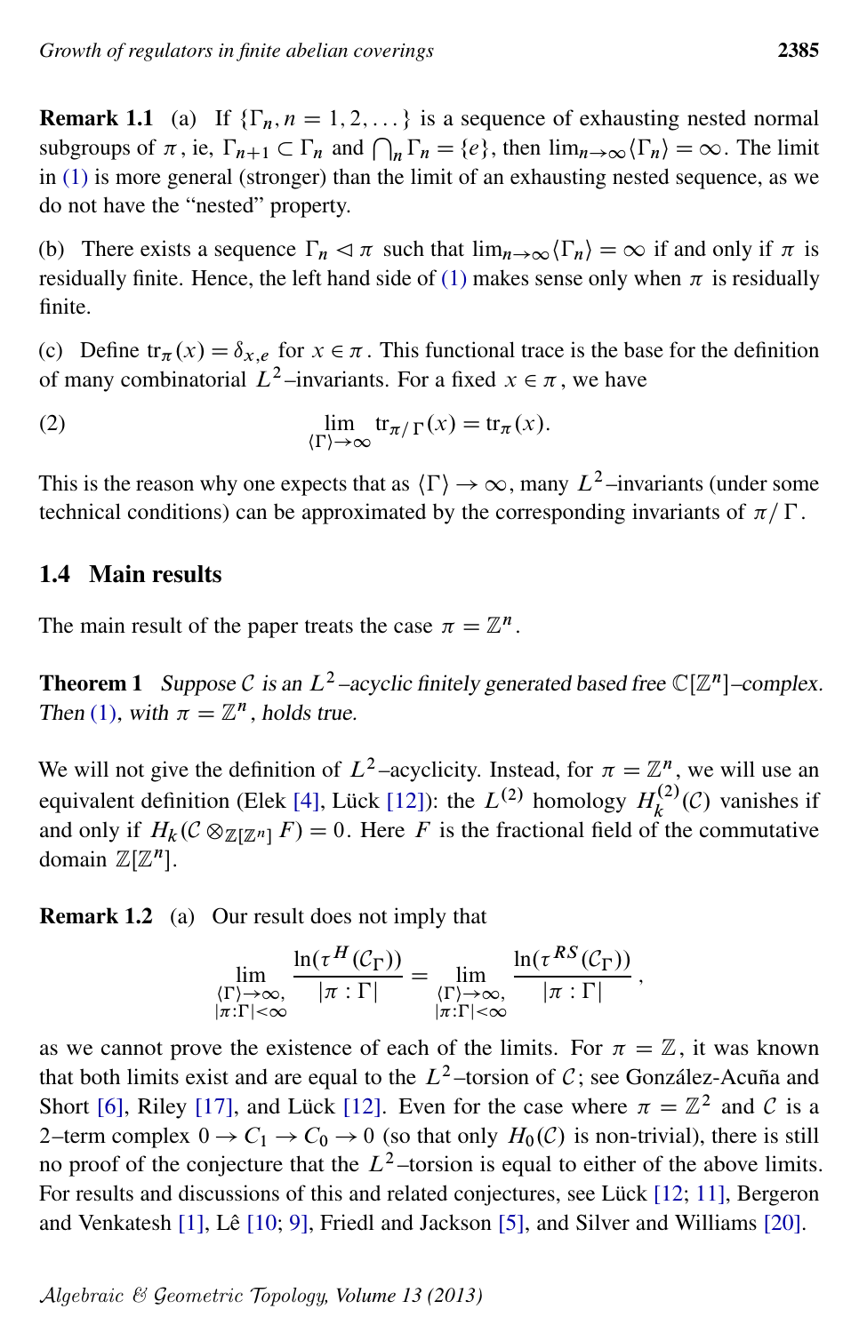**Remark 1.1** (a) If $\{\Gamma_n, n = 1, 2, \dots\}$ is a sequence of exhausting nested normal subgroups of $\pi$, ie, $\Gamma_{n+1} \subset \Gamma_n$ and $\bigcap_n \Gamma_n = \{e\}$, then $\lim_{n\to\infty}\langle \Gamma_n \rangle = \infty$. The limit in (1) is more general (stronger) than the limit of an exhausting nested sequence, as we do not have the "nested" property.

(b) There exists a sequence $\Gamma_n \lhd \pi$ such that $\lim_{n\to\infty}\langle \Gamma_n \rangle = \infty$ if and only if $\pi$ is residually finite. Hence, the left hand side of (1) makes sense only when $\pi$ is residually finite.

(c) Define $\mathrm{tr}_\pi(x) = \delta_{x,e}$ for $x \in \pi$. This functional trace is the base for the definition of many combinatorial $L^2$–invariants. For a fixed $x \in \pi$, we have

$$\lim_{\langle \Gamma \rangle \to \infty} \mathrm{tr}_{\pi/\Gamma}(x) = \mathrm{tr}_\pi(x). \tag{2}$$

This is the reason why one expects that as $\langle \Gamma \rangle \to \infty$, many $L^2$–invariants (under some technical conditions) can be approximated by the corresponding invariants of $\pi/\Gamma$.

## 1.4 Main results

The main result of the paper treats the case $\pi = \mathbb{Z}^n$.

**Theorem 1** *Suppose $\mathcal{C}$ is an $L^2$–acyclic finitely generated based free $\mathbb{C}[\mathbb{Z}^n]$–complex. Then (1), with $\pi = \mathbb{Z}^n$, holds true.*

We will not give the definition of $L^2$–acyclicity. Instead, for $\pi = \mathbb{Z}^n$, we will use an equivalent definition (Elek [4], Lück [12]): the $L^{(2)}$ homology $H_k^{(2)}(\mathcal{C})$ vanishes if and only if $H_k(\mathcal{C} \otimes_{\mathbb{Z}[\mathbb{Z}^n]} F) = 0$. Here $F$ is the fractional field of the commutative domain $\mathbb{Z}[\mathbb{Z}^n]$.

**Remark 1.2** (a) Our result does not imply that

$$\lim_{\substack{\langle \Gamma \rangle \to \infty, \\ |\pi:\Gamma|<\infty}} \frac{\ln(\tau^H(\mathcal{C}_\Gamma))}{|\pi:\Gamma|} = \lim_{\substack{\langle \Gamma \rangle \to \infty, \\ |\pi:\Gamma|<\infty}} \frac{\ln(\tau^{RS}(\mathcal{C}_\Gamma))}{|\pi:\Gamma|},$$

as we cannot prove the existence of each of the limits. For $\pi = \mathbb{Z}$, it was known that both limits exist and are equal to the $L^2$–torsion of $\mathcal{C}$; see González-Acuña and Short [6], Riley [17], and Lück [12]. Even for the case where $\pi = \mathbb{Z}^2$ and $\mathcal{C}$ is a 2–term complex $0 \to C_1 \to C_0 \to 0$ (so that only $H_0(\mathcal{C})$ is non-trivial), there is still no proof of the conjecture that the $L^2$–torsion is equal to either of the above limits. For results and discussions of this and related conjectures, see Lück [12; 11], Bergeron and Venkatesh [1], Lê [10; 9], Friedl and Jackson [5], and Silver and Williams [20].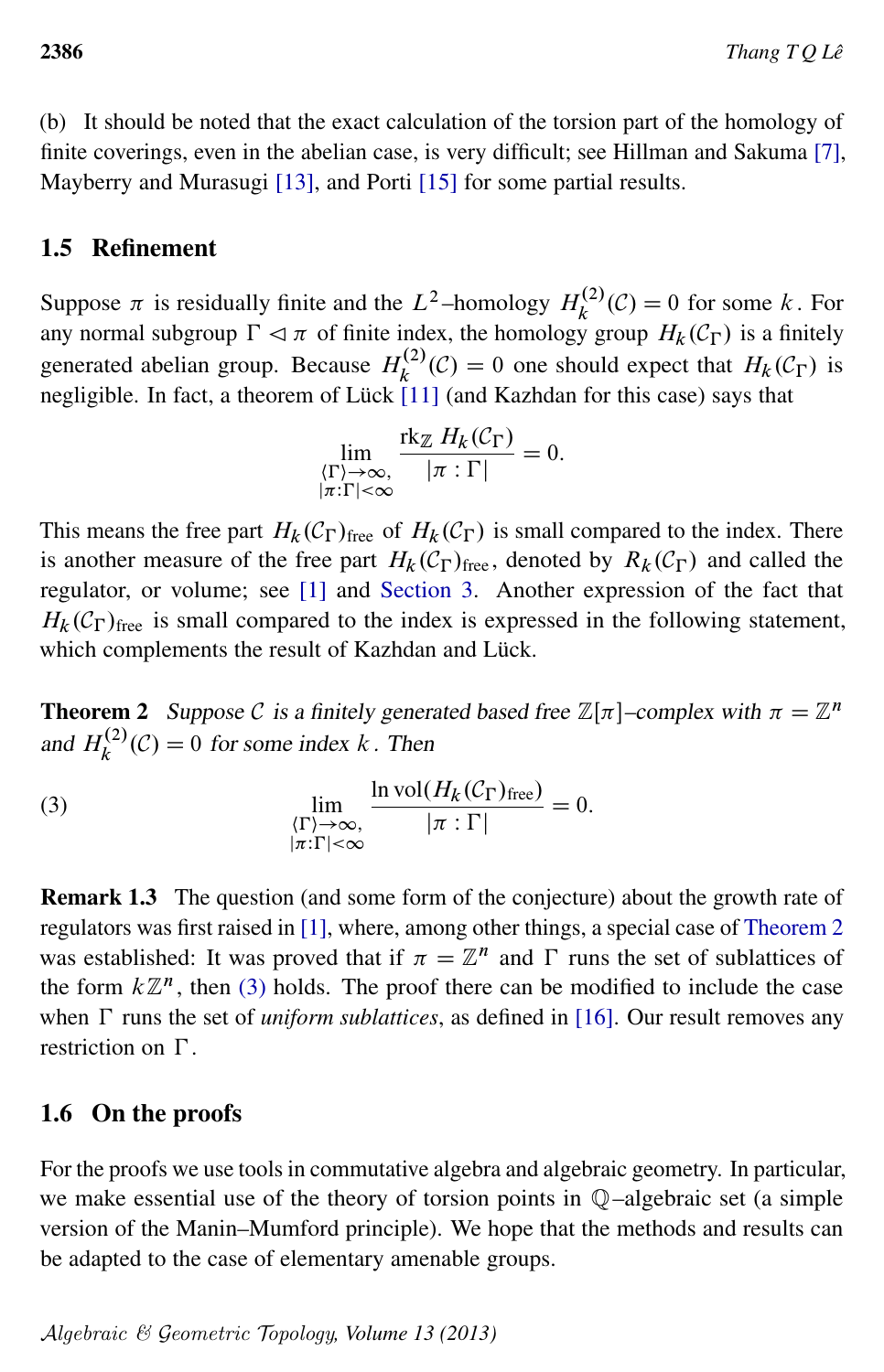(b) It should be noted that the exact calculation of the torsion part of the homology of finite coverings, even in the abelian case, is very difficult; see Hillman and Sakuma [7], Mayberry and Murasugi [13], and Porti [15] for some partial results.

## 1.5 Refinement

Suppose $\pi$ is residually finite and the $L^2$–homology $H_k^{(2)}(\mathcal{C}) = 0$ for some $k$. For any normal subgroup $\Gamma \lhd \pi$ of finite index, the homology group $H_k(\mathcal{C}_\Gamma)$ is a finitely generated abelian group. Because $H_k^{(2)}(\mathcal{C}) = 0$ one should expect that $H_k(\mathcal{C}_\Gamma)$ is negligible. In fact, a theorem of Lück [11] (and Kazhdan for this case) says that

$$\lim_{\substack{\langle \Gamma \rangle \to \infty, \\ |\pi:\Gamma| < \infty}} \frac{\operatorname{rk}_{\mathbb{Z}} H_k(\mathcal{C}_\Gamma)}{|\pi : \Gamma|} = 0.$$

This means the free part $H_k(\mathcal{C}_\Gamma)_{\text{free}}$ of $H_k(\mathcal{C}_\Gamma)$ is small compared to the index. There is another measure of the free part $H_k(\mathcal{C}_\Gamma)_{\text{free}}$, denoted by $R_k(\mathcal{C}_\Gamma)$ and called the regulator, or volume; see [1] and Section 3. Another expression of the fact that $H_k(\mathcal{C}_\Gamma)_{\text{free}}$ is small compared to the index is expressed in the following statement, which complements the result of Kazhdan and Lück.

**Theorem 2** *Suppose $\mathcal{C}$ is a finitely generated based free $\mathbb{Z}[\pi]$–complex with $\pi = \mathbb{Z}^n$ and $H_k^{(2)}(\mathcal{C}) = 0$ for some index $k$. Then*

$$\lim_{\substack{\langle \Gamma \rangle \to \infty, \\ |\pi:\Gamma| < \infty}} \frac{\ln \operatorname{vol}(H_k(\mathcal{C}_\Gamma)_{\text{free}})}{|\pi : \Gamma|} = 0. \tag{3}$$

**Remark 1.3** The question (and some form of the conjecture) about the growth rate of regulators was first raised in [1], where, among other things, a special case of Theorem 2 was established: It was proved that if $\pi = \mathbb{Z}^n$ and $\Gamma$ runs the set of sublattices of the form $k\mathbb{Z}^n$, then (3) holds. The proof there can be modified to include the case when $\Gamma$ runs the set of *uniform sublattices*, as defined in [16]. Our result removes any restriction on $\Gamma$.

## 1.6 On the proofs

For the proofs we use tools in commutative algebra and algebraic geometry. In particular, we make essential use of the theory of torsion points in $\mathbb{Q}$–algebraic set (a simple version of the Manin–Mumford principle). We hope that the methods and results can be adapted to the case of elementary amenable groups.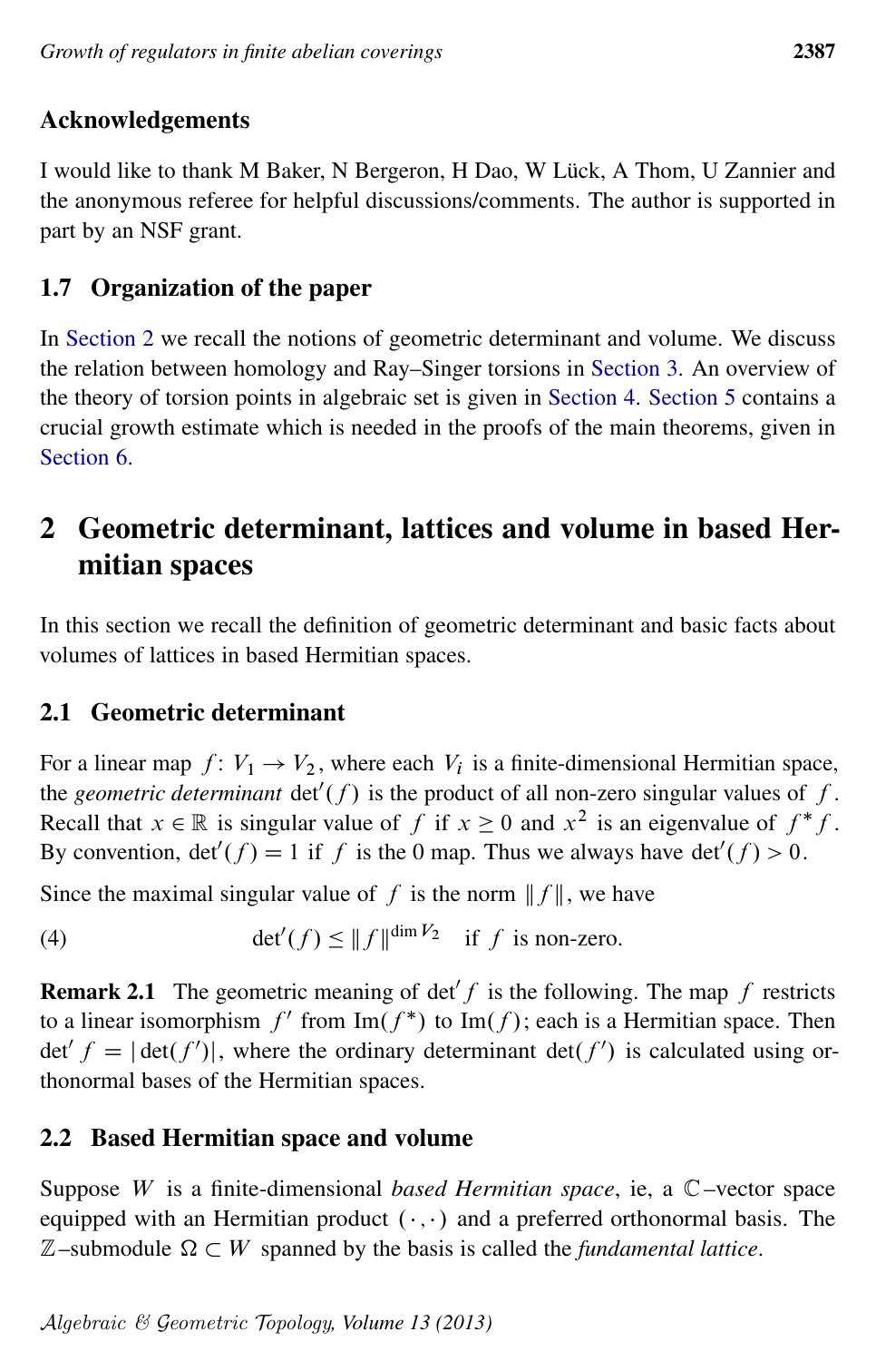### Acknowledgements

I would like to thank M Baker, N Bergeron, H Dao, W Lück, A Thom, U Zannier and the anonymous referee for helpful discussions/comments. The author is supported in part by an NSF grant.

### 1.7 Organization of the paper

In Section 2 we recall the notions of geometric determinant and volume. We discuss the relation between homology and Ray–Singer torsions in Section 3. An overview of the theory of torsion points in algebraic set is given in Section 4. Section 5 contains a crucial growth estimate which is needed in the proofs of the main theorems, given in Section 6.

## 2 Geometric determinant, lattices and volume in based Hermitian spaces

In this section we recall the definition of geometric determinant and basic facts about volumes of lattices in based Hermitian spaces.

### 2.1 Geometric determinant

For a linear map $f\colon V_1 \to V_2$, where each $V_i$ is a finite-dimensional Hermitian space, the *geometric determinant* $\det'(f)$ is the product of all non-zero singular values of $f$. Recall that $x \in \mathbb{R}$ is singular value of $f$ if $x \geq 0$ and $x^2$ is an eigenvalue of $f^* f$. By convention, $\det'(f) = 1$ if $f$ is the 0 map. Thus we always have $\det'(f) > 0$.

Since the maximal singular value of $f$ is the norm $\|f\|$, we have

$$\det'(f) \leq \|f\|^{\dim V_2} \quad \text{if } f \text{ is non-zero.} \tag{4}$$

**Remark 2.1** The geometric meaning of $\det' f$ is the following. The map $f$ restricts to a linear isomorphism $f'$ from $\operatorname{Im}(f^*)$ to $\operatorname{Im}(f)$; each is a Hermitian space. Then $\det' f = |\det(f')|$, where the ordinary determinant $\det(f')$ is calculated using orthonormal bases of the Hermitian spaces.

### 2.2 Based Hermitian space and volume

Suppose $W$ is a finite-dimensional *based Hermitian space*, ie, a $\mathbb{C}$–vector space equipped with an Hermitian product $(\cdot,\cdot)$ and a preferred orthonormal basis. The $\mathbb{Z}$–submodule $\Omega \subset W$ spanned by the basis is called the *fundamental lattice*.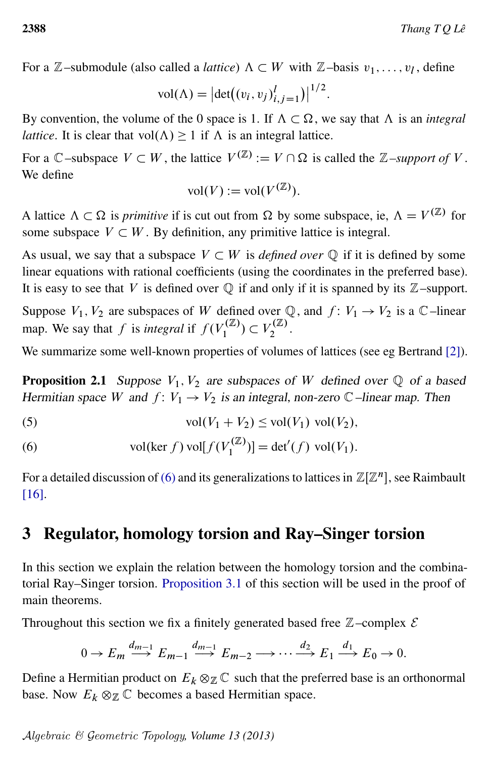For a $\mathbb{Z}$–submodule (also called a *lattice*) $\Lambda \subset W$ with $\mathbb{Z}$–basis $v_1, \dots, v_l$, define

$$\operatorname{vol}(\Lambda) = \left|\det\big((v_i, v_j)_{i,j=1}^{l}\big)\right|^{1/2}.$$

By convention, the volume of the 0 space is 1. If $\Lambda \subset \Omega$, we say that $\Lambda$ is an *integral lattice*. It is clear that $\operatorname{vol}(\Lambda) \geq 1$ if $\Lambda$ is an integral lattice.

For a $\mathbb{C}$–subspace $V \subset W$, the lattice $V^{(\mathbb{Z})} := V \cap \Omega$ is called the $\mathbb{Z}$*–support of* $V$. We define

$$\operatorname{vol}(V) := \operatorname{vol}(V^{(\mathbb{Z})}).$$

A lattice $\Lambda \subset \Omega$ is *primitive* if is cut out from $\Omega$ by some subspace, ie, $\Lambda = V^{(\mathbb{Z})}$ for some subspace $V \subset W$. By definition, any primitive lattice is integral.

As usual, we say that a subspace $V \subset W$ is *defined over* $\mathbb{Q}$ if it is defined by some linear equations with rational coefficients (using the coordinates in the preferred base). It is easy to see that $V$ is defined over $\mathbb{Q}$ if and only if it is spanned by its $\mathbb{Z}$–support.

Suppose $V_1, V_2$ are subspaces of $W$ defined over $\mathbb{Q}$, and $f\colon V_1 \to V_2$ is a $\mathbb{C}$–linear map. We say that $f$ is *integral* if $f(V_1^{(\mathbb{Z})}) \subset V_2^{(\mathbb{Z})}$.

We summarize some well-known properties of volumes of lattices (see eg Bertrand [2]).

**Proposition 2.1** *Suppose $V_1, V_2$ are subspaces of $W$ defined over $\mathbb{Q}$ of a based Hermitian space $W$ and $f\colon V_1 \to V_2$ is an integral, non-zero $\mathbb{C}$–linear map. Then*

$$\operatorname{vol}(V_1 + V_2) \leq \operatorname{vol}(V_1)\ \operatorname{vol}(V_2), \tag{5}$$

$$\operatorname{vol}(\ker f)\operatorname{vol}[f(V_1^{(\mathbb{Z})})] = \det{}'(f)\ \operatorname{vol}(V_1). \tag{6}$$

For a detailed discussion of (6) and its generalizations to lattices in $\mathbb{Z}[\mathbb{Z}^n]$, see Raimbault [16].

## 3 Regulator, homology torsion and Ray–Singer torsion

In this section we explain the relation between the homology torsion and the combinatorial Ray–Singer torsion. Proposition 3.1 of this section will be used in the proof of main theorems.

Throughout this section we fix a finitely generated based free $\mathbb{Z}$–complex $\mathcal{E}$

$$0 \to E_m \xrightarrow{d_{m-1}} E_{m-1} \xrightarrow{d_{m-1}} E_{m-2} \longrightarrow \cdots \xrightarrow{d_2} E_1 \xrightarrow{d_1} E_0 \to 0.$$

Define a Hermitian product on $E_k \otimes_{\mathbb{Z}} \mathbb{C}$ such that the preferred base is an orthonormal base. Now $E_k \otimes_{\mathbb{Z}} \mathbb{C}$ becomes a based Hermitian space.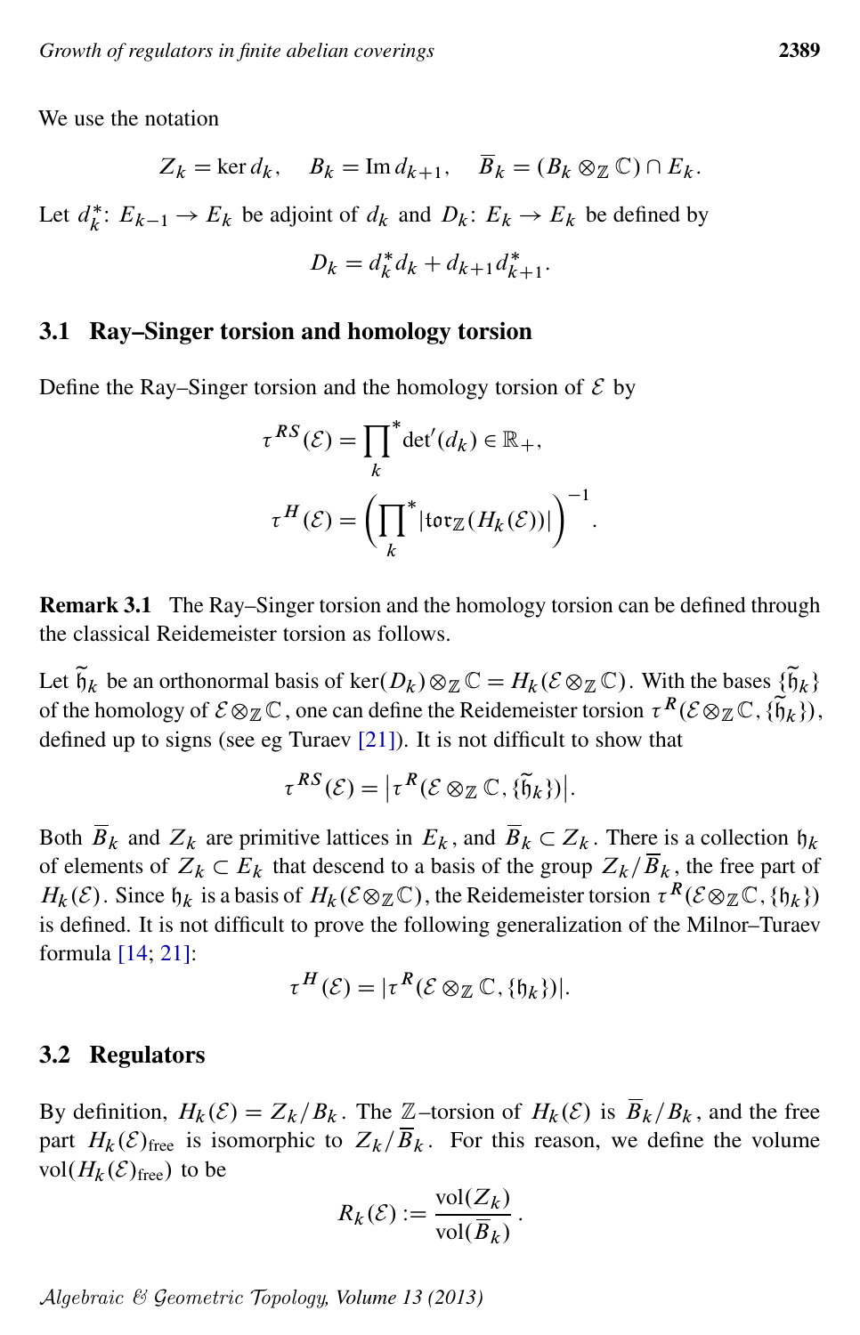We use the notation

$$Z_k = \ker d_k, \qquad B_k = \operatorname{Im} d_{k+1}, \qquad \overline{B}_k = (B_k \otimes_{\mathbb{Z}} \mathbb{C}) \cap E_k.$$

Let $d_k^*\colon E_{k-1} \to E_k$ be adjoint of $d_k$ and $D_k\colon E_k \to E_k$ be defined by

$$D_k = d_k^* d_k + d_{k+1} d_{k+1}^*.$$

## 3.1 Ray–Singer torsion and homology torsion

Define the Ray–Singer torsion and the homology torsion of $\mathcal{E}$ by

$$\tau^{RS}(\mathcal{E}) = \prod_k{}^{*} \det{}'(d_k) \in \mathbb{R}_+,$$

$$\tau^{H}(\mathcal{E}) = \left(\prod_k{}^{*} |\mathfrak{tor}_{\mathbb{Z}}(H_k(\mathcal{E}))|\right)^{-1}.$$

**Remark 3.1** The Ray–Singer torsion and the homology torsion can be defined through the classical Reidemeister torsion as follows.

Let $\widetilde{\mathfrak{h}}_k$ be an orthonormal basis of $\ker(D_k) \otimes_{\mathbb{Z}} \mathbb{C} = H_k(\mathcal{E} \otimes_{\mathbb{Z}} \mathbb{C})$. With the bases $\{\widetilde{\mathfrak{h}}_k\}$ of the homology of $\mathcal{E} \otimes_{\mathbb{Z}} \mathbb{C}$, one can define the Reidemeister torsion $\tau^R(\mathcal{E} \otimes_{\mathbb{Z}} \mathbb{C}, \{\widetilde{\mathfrak{h}}_k\})$, defined up to signs (see eg Turaev [21]). It is not difficult to show that

$$\tau^{RS}(\mathcal{E}) = \left|\tau^R(\mathcal{E} \otimes_{\mathbb{Z}} \mathbb{C}, \{\widetilde{\mathfrak{h}}_k\})\right|.$$

Both $\overline{B}_k$ and $Z_k$ are primitive lattices in $E_k$, and $\overline{B}_k \subset Z_k$. There is a collection $\mathfrak{h}_k$ of elements of $Z_k \subset E_k$ that descend to a basis of the group $Z_k/\overline{B}_k$, the free part of $H_k(\mathcal{E})$. Since $\mathfrak{h}_k$ is a basis of $H_k(\mathcal{E} \otimes_{\mathbb{Z}} \mathbb{C})$, the Reidemeister torsion $\tau^R(\mathcal{E} \otimes_{\mathbb{Z}} \mathbb{C}, \{\mathfrak{h}_k\})$ is defined. It is not difficult to prove the following generalization of the Milnor–Turaev formula [14; 21]:

$$\tau^H(\mathcal{E}) = |\tau^R(\mathcal{E} \otimes_{\mathbb{Z}} \mathbb{C}, \{\mathfrak{h}_k\})|.$$

## 3.2 Regulators

By definition, $H_k(\mathcal{E}) = Z_k/B_k$. The $\mathbb{Z}$–torsion of $H_k(\mathcal{E})$ is $\overline{B}_k/B_k$, and the free part $H_k(\mathcal{E})_{\text{free}}$ is isomorphic to $Z_k/\overline{B}_k$. For this reason, we define the volume $\operatorname{vol}(H_k(\mathcal{E})_{\text{free}})$ to be

$$R_k(\mathcal{E}) := \frac{\operatorname{vol}(Z_k)}{\operatorname{vol}(\overline{B}_k)}.$$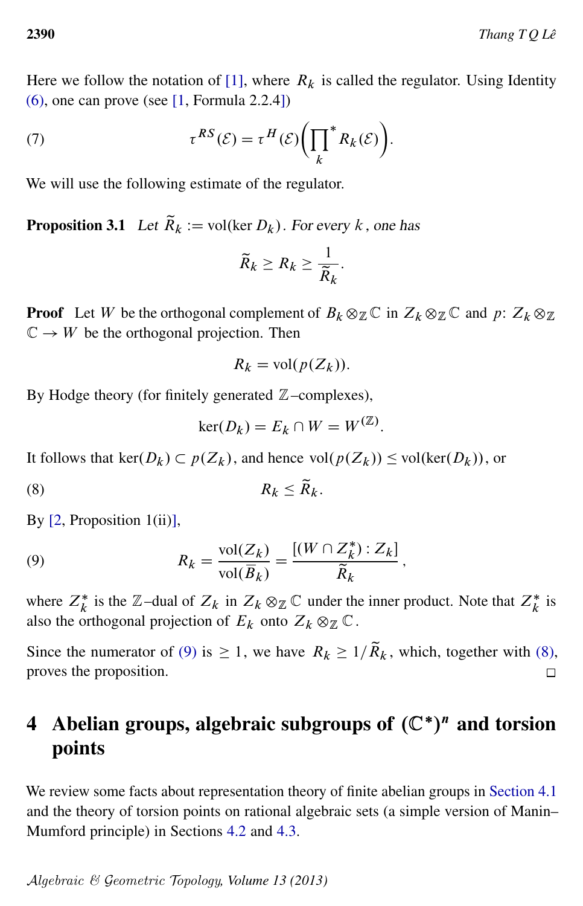Here we follow the notation of [1], where $R_k$ is called the regulator. Using Identity (6), one can prove (see [1, Formula 2.2.4])

$$\tau^{RS}(\mathcal{E}) = \tau^{H}(\mathcal{E})\Big(\prod_k{}^{*} R_k(\mathcal{E})\Big). \tag{7}$$

We will use the following estimate of the regulator.

**Proposition 3.1** *Let $\widetilde{R}_k := \mathrm{vol}(\ker D_k)$. For every $k$, one has*

$$\widetilde{R}_k \geq R_k \geq \frac{1}{\widetilde{R}_k}.$$

**Proof** Let $W$ be the orthogonal complement of $B_k \otimes_{\mathbb{Z}} \mathbb{C}$ in $Z_k \otimes_{\mathbb{Z}} \mathbb{C}$ and $p\colon Z_k \otimes_{\mathbb{Z}} \mathbb{C} \to W$ be the orthogonal projection. Then

$$R_k = \mathrm{vol}(p(Z_k)).$$

By Hodge theory (for finitely generated $\mathbb{Z}$–complexes),

$$\ker(D_k) = E_k \cap W = W^{(\mathbb{Z})}.$$

It follows that $\ker(D_k) \subset p(Z_k)$, and hence $\mathrm{vol}(p(Z_k)) \leq \mathrm{vol}(\ker(D_k))$, or

$$R_k \leq \widetilde{R}_k. \tag{8}$$

By [2, Proposition 1(ii)],

$$R_k = \frac{\mathrm{vol}(Z_k)}{\mathrm{vol}(\overline{B}_k)} = \frac{[(W \cap Z_k^*) : Z_k]}{\widetilde{R}_k}, \tag{9}$$

where $Z_k^*$ is the $\mathbb{Z}$–dual of $Z_k$ in $Z_k \otimes_{\mathbb{Z}} \mathbb{C}$ under the inner product. Note that $Z_k^*$ is also the orthogonal projection of $E_k$ onto $Z_k \otimes_{\mathbb{Z}} \mathbb{C}$.

Since the numerator of (9) is $\geq 1$, we have $R_k \geq 1/\widetilde{R}_k$, which, together with (8), proves the proposition. □

## 4 Abelian groups, algebraic subgroups of $(\mathbb{C}^*)^n$ and torsion points

We review some facts about representation theory of finite abelian groups in Section 4.1 and the theory of torsion points on rational algebraic sets (a simple version of Manin–Mumford principle) in Sections 4.2 and 4.3.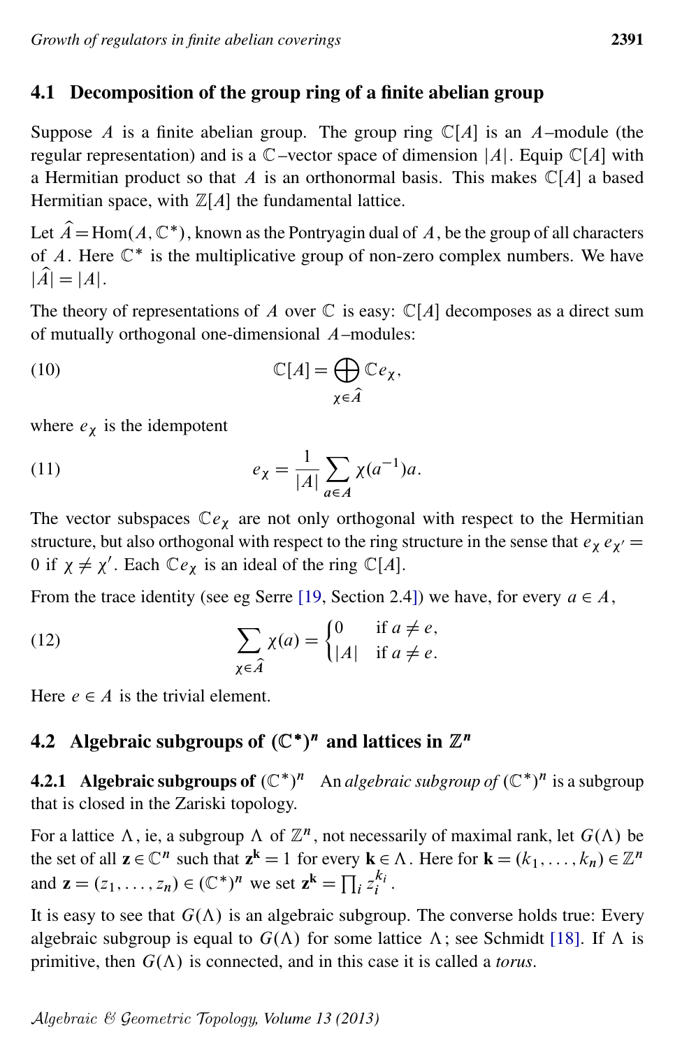## 4.1 Decomposition of the group ring of a finite abelian group

Suppose $A$ is a finite abelian group. The group ring $\mathbb{C}[A]$ is an $A$–module (the regular representation) and is a $\mathbb{C}$–vector space of dimension $|A|$. Equip $\mathbb{C}[A]$ with a Hermitian product so that $A$ is an orthonormal basis. This makes $\mathbb{C}[A]$ a based Hermitian space, with $\mathbb{Z}[A]$ the fundamental lattice.

Let $\widehat{A} = \mathrm{Hom}(A, \mathbb{C}^*)$, known as the Pontryagin dual of $A$, be the group of all characters of $A$. Here $\mathbb{C}^*$ is the multiplicative group of non-zero complex numbers. We have $|\widehat{A}| = |A|$.

The theory of representations of $A$ over $\mathbb{C}$ is easy: $\mathbb{C}[A]$ decomposes as a direct sum of mutually orthogonal one-dimensional $A$–modules:

$$\mathbb{C}[A] = \bigoplus_{\chi \in \widehat{A}} \mathbb{C} e_\chi, \tag{10}$$

where $e_\chi$ is the idempotent

$$e_\chi = \frac{1}{|A|} \sum_{a \in A} \chi(a^{-1}) a. \tag{11}$$

The vector subspaces $\mathbb{C}e_\chi$ are not only orthogonal with respect to the Hermitian structure, but also orthogonal with respect to the ring structure in the sense that $e_\chi e_{\chi'} = 0$ if $\chi \neq \chi'$. Each $\mathbb{C}e_\chi$ is an ideal of the ring $\mathbb{C}[A]$.

From the trace identity (see eg Serre [19, Section 2.4]) we have, for every $a \in A$,

$$\sum_{\chi \in \widehat{A}} \chi(a) = \begin{cases} 0 & \text{if } a \neq e, \\ |A| & \text{if } a \neq e. \end{cases} \tag{12}$$

Here $e \in A$ is the trivial element.

## 4.2 Algebraic subgroups of $(\mathbb{C}^*)^n$ and lattices in $\mathbb{Z}^n$

**4.2.1 Algebraic subgroups of $(\mathbb{C}^*)^n$** An *algebraic subgroup of* $(\mathbb{C}^*)^n$ is a subgroup that is closed in the Zariski topology.

For a lattice $\Lambda$, ie, a subgroup $\Lambda$ of $\mathbb{Z}^n$, not necessarily of maximal rank, let $G(\Lambda)$ be the set of all $\mathbf{z} \in \mathbb{C}^n$ such that $\mathbf{z}^{\mathbf{k}} = 1$ for every $\mathbf{k} \in \Lambda$. Here for $\mathbf{k} = (k_1, \dots, k_n) \in \mathbb{Z}^n$ and $\mathbf{z} = (z_1, \dots, z_n) \in (\mathbb{C}^*)^n$ we set $\mathbf{z}^{\mathbf{k}} = \prod_i z_i^{k_i}$.

It is easy to see that $G(\Lambda)$ is an algebraic subgroup. The converse holds true: Every algebraic subgroup is equal to $G(\Lambda)$ for some lattice $\Lambda$; see Schmidt [18]. If $\Lambda$ is primitive, then $G(\Lambda)$ is connected, and in this case it is called a *torus*.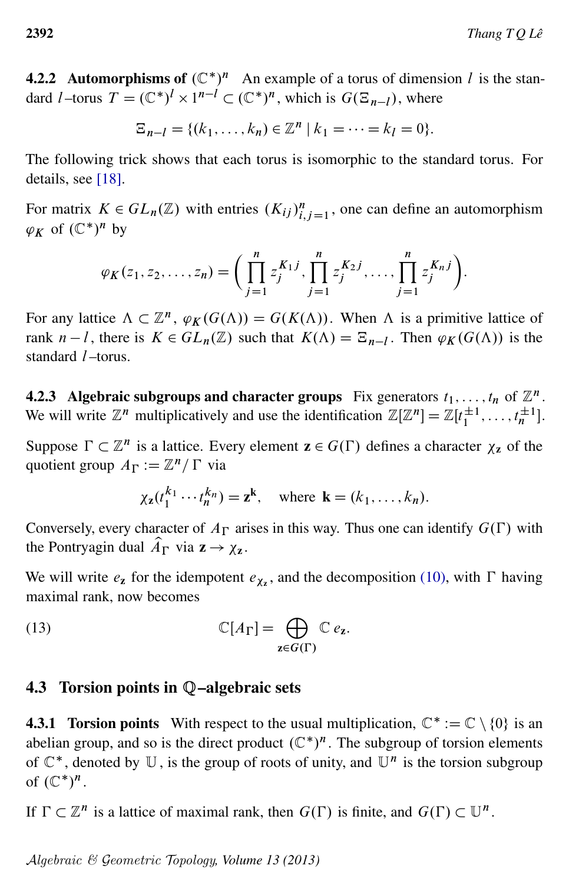**4.2.2 Automorphisms of $(\mathbb{C}^*)^n$** An example of a torus of dimension $l$ is the standard $l$–torus $T = (\mathbb{C}^*)^l \times 1^{n-l} \subset (\mathbb{C}^*)^n$, which is $G(\Xi_{n-l})$, where

$$\Xi_{n-l} = \{(k_1, \dots, k_n) \in \mathbb{Z}^n \mid k_1 = \cdots = k_l = 0\}.$$

The following trick shows that each torus is isomorphic to the standard torus. For details, see [18].

For matrix $K \in GL_n(\mathbb{Z})$ with entries $(K_{ij})_{i,j=1}^n$, one can define an automorphism $\varphi_K$ of $(\mathbb{C}^*)^n$ by

$$\varphi_K(z_1, z_2, \dots, z_n) = \left( \prod_{j=1}^n z_j^{K_{1j}}, \prod_{j=1}^n z_j^{K_{2j}}, \dots, \prod_{j=1}^n z_j^{K_{nj}} \right).$$

For any lattice $\Lambda \subset \mathbb{Z}^n$, $\varphi_K(G(\Lambda)) = G(K(\Lambda))$. When $\Lambda$ is a primitive lattice of rank $n-l$, there is $K \in GL_n(\mathbb{Z})$ such that $K(\Lambda) = \Xi_{n-l}$. Then $\varphi_K(G(\Lambda))$ is the standard $l$–torus.

**4.2.3 Algebraic subgroups and character groups** Fix generators $t_1, \dots, t_n$ of $\mathbb{Z}^n$. We will write $\mathbb{Z}^n$ multiplicatively and use the identification $\mathbb{Z}[\mathbb{Z}^n] = \mathbb{Z}[t_1^{\pm 1}, \dots, t_n^{\pm 1}]$.

Suppose $\Gamma \subset \mathbb{Z}^n$ is a lattice. Every element $\mathbf{z} \in G(\Gamma)$ defines a character $\chi_{\mathbf{z}}$ of the quotient group $A_\Gamma := \mathbb{Z}^n / \Gamma$ via

$$\chi_{\mathbf{z}}(t_1^{k_1} \cdots t_n^{k_n}) = \mathbf{z}^{\mathbf{k}}, \quad \text{where } \mathbf{k} = (k_1, \dots, k_n).$$

Conversely, every character of $A_\Gamma$ arises in this way. Thus one can identify $G(\Gamma)$ with the Pontryagin dual $\widehat{A}_\Gamma$ via $\mathbf{z} \to \chi_{\mathbf{z}}$.

We will write $e_{\mathbf{z}}$ for the idempotent $e_{\chi_{\mathbf{z}}}$, and the decomposition (10), with $\Gamma$ having maximal rank, now becomes

$$\mathbb{C}[A_\Gamma] = \bigoplus_{\mathbf{z} \in G(\Gamma)} \mathbb{C}\, e_{\mathbf{z}}. \tag{13}$$

## 4.3 Torsion points in $\mathbb{Q}$–algebraic sets

**4.3.1 Torsion points** With respect to the usual multiplication, $\mathbb{C}^* := \mathbb{C} \setminus \{0\}$ is an abelian group, and so is the direct product $(\mathbb{C}^*)^n$. The subgroup of torsion elements of $\mathbb{C}^*$, denoted by $\mathbb{U}$, is the group of roots of unity, and $\mathbb{U}^n$ is the torsion subgroup of $(\mathbb{C}^*)^n$.

If $\Gamma \subset \mathbb{Z}^n$ is a lattice of maximal rank, then $G(\Gamma)$ is finite, and $G(\Gamma) \subset \mathbb{U}^n$.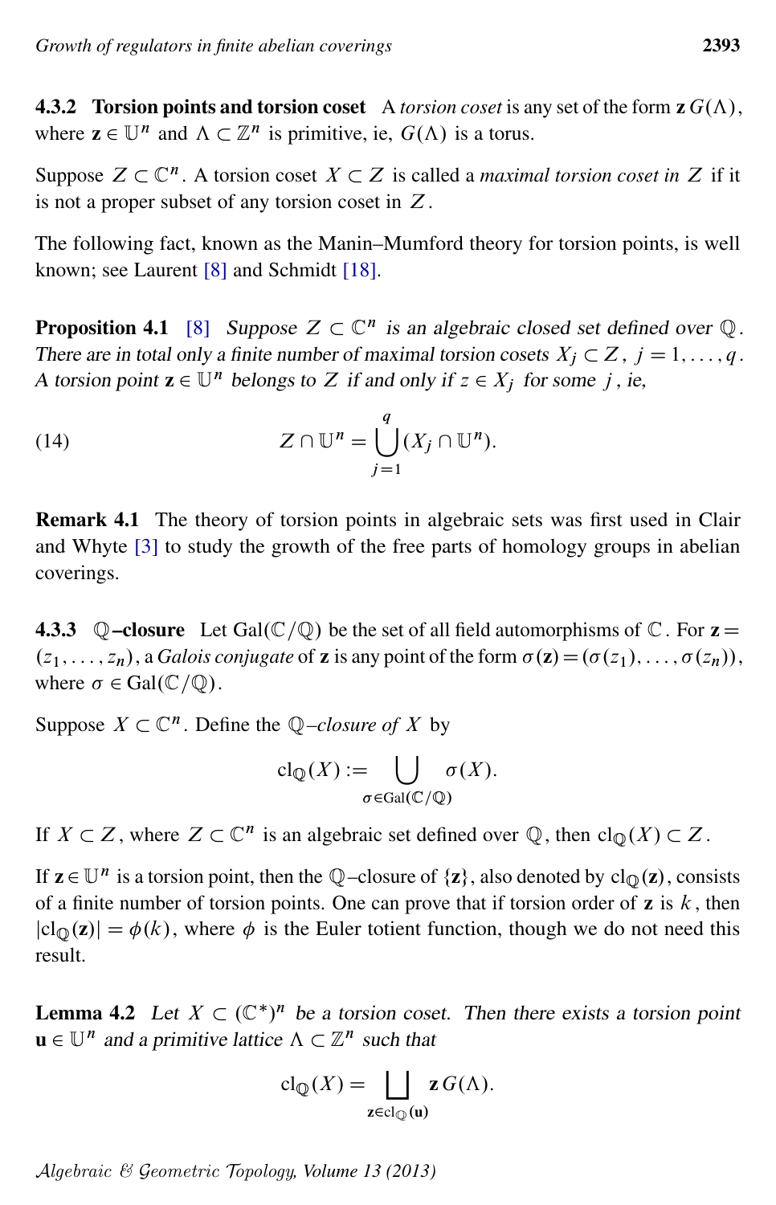#### 4.3.2 Torsion points and torsion coset

A *torsion coset* is any set of the form $\mathbf{z}\, G(\Lambda)$, where $\mathbf{z} \in \mathbb{U}^n$ and $\Lambda \subset \mathbb{Z}^n$ is primitive, ie, $G(\Lambda)$ is a torus.

Suppose $Z \subset \mathbb{C}^n$. A torsion coset $X \subset Z$ is called a *maximal torsion coset in* $Z$ if it is not a proper subset of any torsion coset in $Z$.

The following fact, known as the Manin–Mumford theory for torsion points, is well known; see Laurent [8] and Schmidt [18].

**Proposition 4.1** [8] *Suppose $Z \subset \mathbb{C}^n$ is an algebraic closed set defined over $\mathbb{Q}$. There are in total only a finite number of maximal torsion cosets $X_j \subset Z$, $j = 1, \dots, q$. A torsion point $\mathbf{z} \in \mathbb{U}^n$ belongs to $Z$ if and only if $z \in X_j$ for some $j$, ie,*

$$Z \cap \mathbb{U}^n = \bigcup_{j=1}^{q} (X_j \cap \mathbb{U}^n). \tag{14}$$

**Remark 4.1** The theory of torsion points in algebraic sets was first used in Clair and Whyte [3] to study the growth of the free parts of homology groups in abelian coverings.

#### 4.3.3 $\mathbb{Q}$–closure

Let $\mathrm{Gal}(\mathbb{C}/\mathbb{Q})$ be the set of all field automorphisms of $\mathbb{C}$. For $\mathbf{z} = (z_1, \dots, z_n)$, a *Galois conjugate* of $\mathbf{z}$ is any point of the form $\sigma(\mathbf{z}) = (\sigma(z_1), \dots, \sigma(z_n))$, where $\sigma \in \mathrm{Gal}(\mathbb{C}/\mathbb{Q})$.

Suppose $X \subset \mathbb{C}^n$. Define the $\mathbb{Q}$*–closure of* $X$ by

$$\mathrm{cl}_{\mathbb{Q}}(X) := \bigcup_{\sigma \in \mathrm{Gal}(\mathbb{C}/\mathbb{Q})} \sigma(X).$$

If $X \subset Z$, where $Z \subset \mathbb{C}^n$ is an algebraic set defined over $\mathbb{Q}$, then $\mathrm{cl}_{\mathbb{Q}}(X) \subset Z$.

If $\mathbf{z} \in \mathbb{U}^n$ is a torsion point, then the $\mathbb{Q}$–closure of $\{\mathbf{z}\}$, also denoted by $\mathrm{cl}_{\mathbb{Q}}(\mathbf{z})$, consists of a finite number of torsion points. One can prove that if torsion order of $\mathbf{z}$ is $k$, then $|\mathrm{cl}_{\mathbb{Q}}(\mathbf{z})| = \phi(k)$, where $\phi$ is the Euler totient function, though we do not need this result.

**Lemma 4.2** *Let $X \subset (\mathbb{C}^*)^n$ be a torsion coset. Then there exists a torsion point $\mathbf{u} \in \mathbb{U}^n$ and a primitive lattice $\Lambda \subset \mathbb{Z}^n$ such that*

$$\mathrm{cl}_{\mathbb{Q}}(X) = \bigsqcup_{\mathbf{z} \in \mathrm{cl}_{\mathbb{Q}}(\mathbf{u})} \mathbf{z}\, G(\Lambda).$$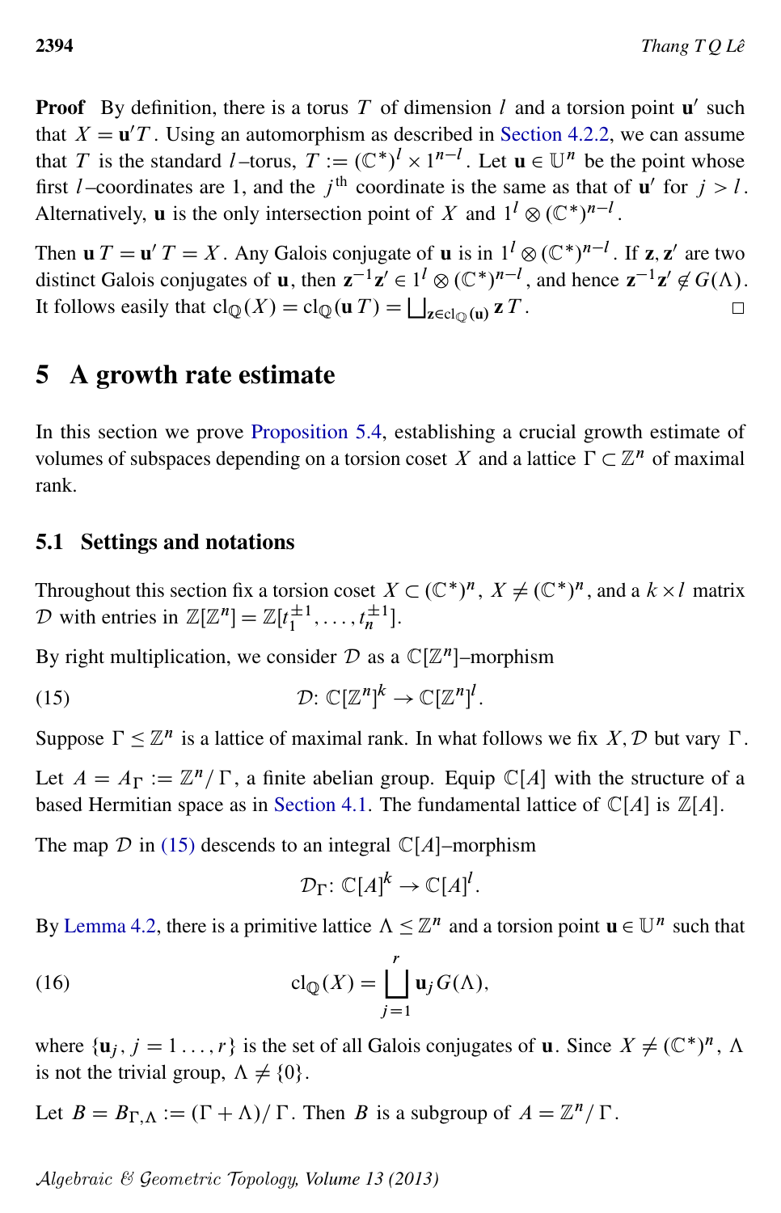**Proof** By definition, there is a torus $T$ of dimension $l$ and a torsion point $\mathbf{u}'$ such that $X = \mathbf{u}'T$. Using an automorphism as described in Section 4.2.2, we can assume that $T$ is the standard $l$–torus, $T := (\mathbb{C}^*)^l \times 1^{n-l}$. Let $\mathbf{u} \in \mathbb{U}^n$ be the point whose first $l$–coordinates are 1, and the $j^{\text{th}}$ coordinate is the same as that of $\mathbf{u}'$ for $j > l$. Alternatively, $\mathbf{u}$ is the only intersection point of $X$ and $1^l \otimes (\mathbb{C}^*)^{n-l}$.

Then $\mathbf{u}\,T = \mathbf{u}'\,T = X$. Any Galois conjugate of $\mathbf{u}$ is in $1^l \otimes (\mathbb{C}^*)^{n-l}$. If $\mathbf{z}, \mathbf{z}'$ are two distinct Galois conjugates of $\mathbf{u}$, then $\mathbf{z}^{-1}\mathbf{z}' \in 1^l \otimes (\mathbb{C}^*)^{n-l}$, and hence $\mathbf{z}^{-1}\mathbf{z}' \notin G(\Lambda)$. It follows easily that $\mathrm{cl}_{\mathbb{Q}}(X) = \mathrm{cl}_{\mathbb{Q}}(\mathbf{u}\,T) = \bigsqcup_{\mathbf{z} \in \mathrm{cl}_{\mathbb{Q}}(\mathbf{u})} \mathbf{z}\,T$. □

# 5 A growth rate estimate

In this section we prove Proposition 5.4, establishing a crucial growth estimate of volumes of subspaces depending on a torsion coset $X$ and a lattice $\Gamma \subset \mathbb{Z}^n$ of maximal rank.

## 5.1 Settings and notations

Throughout this section fix a torsion coset $X \subset (\mathbb{C}^*)^n$, $X \neq (\mathbb{C}^*)^n$, and a $k \times l$ matrix $\mathcal{D}$ with entries in $\mathbb{Z}[\mathbb{Z}^n] = \mathbb{Z}[t_1^{\pm 1}, \dots, t_n^{\pm 1}]$.

By right multiplication, we consider $\mathcal{D}$ as a $\mathbb{C}[\mathbb{Z}^n]$–morphism

$$\mathcal{D}\colon \mathbb{C}[\mathbb{Z}^n]^k \to \mathbb{C}[\mathbb{Z}^n]^l. \tag{15}$$

Suppose $\Gamma \leq \mathbb{Z}^n$ is a lattice of maximal rank. In what follows we fix $X, \mathcal{D}$ but vary $\Gamma$.

Let $A = A_\Gamma := \mathbb{Z}^n/\Gamma$, a finite abelian group. Equip $\mathbb{C}[A]$ with the structure of a based Hermitian space as in Section 4.1. The fundamental lattice of $\mathbb{C}[A]$ is $\mathbb{Z}[A]$.

The map $\mathcal{D}$ in (15) descends to an integral $\mathbb{C}[A]$–morphism

$$\mathcal{D}_\Gamma\colon \mathbb{C}[A]^k \to \mathbb{C}[A]^l.$$

By Lemma 4.2, there is a primitive lattice $\Lambda \leq \mathbb{Z}^n$ and a torsion point $\mathbf{u} \in \mathbb{U}^n$ such that

$$\mathrm{cl}_{\mathbb{Q}}(X) = \bigsqcup_{j=1}^{r} \mathbf{u}_j G(\Lambda), \tag{16}$$

where $\{\mathbf{u}_j, j = 1 \dots, r\}$ is the set of all Galois conjugates of $\mathbf{u}$. Since $X \neq (\mathbb{C}^*)^n$, $\Lambda$ is not the trivial group, $\Lambda \neq \{0\}$.

Let $B = B_{\Gamma,\Lambda} := (\Gamma + \Lambda)/\Gamma$. Then $B$ is a subgroup of $A = \mathbb{Z}^n/\Gamma$.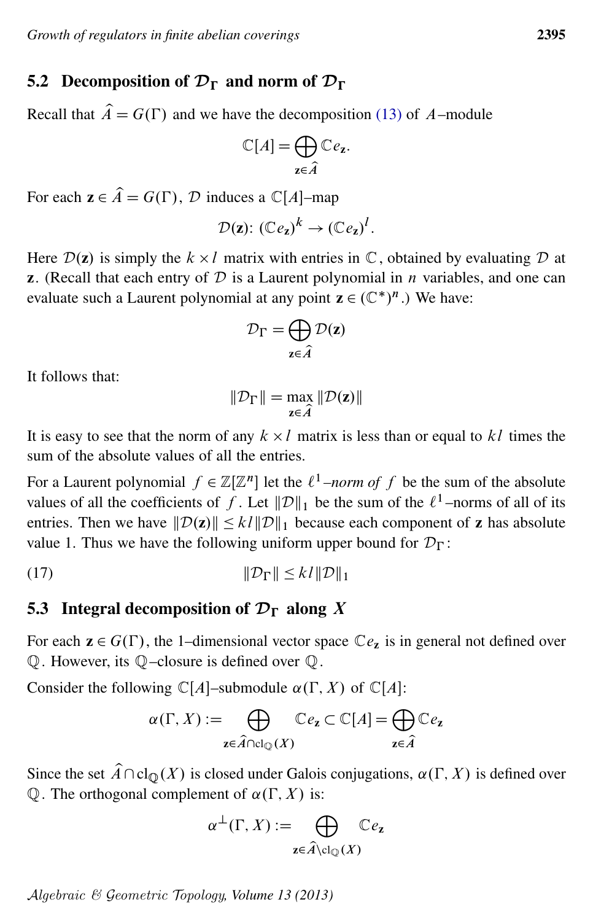## 5.2 Decomposition of $\mathcal{D}_\Gamma$ and norm of $\mathcal{D}_\Gamma$

Recall that $\widehat{A} = G(\Gamma)$ and we have the decomposition (13) of $A$–module

$$\mathbb{C}[A] = \bigoplus_{\mathbf{z} \in \widehat{A}} \mathbb{C} e_{\mathbf{z}}.$$

For each $\mathbf{z} \in \widehat{A} = G(\Gamma)$, $\mathcal{D}$ induces a $\mathbb{C}[A]$–map

$$\mathcal{D}(\mathbf{z}) \colon (\mathbb{C} e_{\mathbf{z}})^k \to (\mathbb{C} e_{\mathbf{z}})^l.$$

Here $\mathcal{D}(\mathbf{z})$ is simply the $k \times l$ matrix with entries in $\mathbb{C}$, obtained by evaluating $\mathcal{D}$ at $\mathbf{z}$. (Recall that each entry of $\mathcal{D}$ is a Laurent polynomial in $n$ variables, and one can evaluate such a Laurent polynomial at any point $\mathbf{z} \in (\mathbb{C}^*)^n$.) We have:

$$\mathcal{D}_\Gamma = \bigoplus_{\mathbf{z} \in \widehat{A}} \mathcal{D}(\mathbf{z})$$

It follows that:

$$\|\mathcal{D}_\Gamma\| = \max_{\mathbf{z} \in \widehat{A}} \|\mathcal{D}(\mathbf{z})\|$$

It is easy to see that the norm of any $k \times l$ matrix is less than or equal to $kl$ times the sum of the absolute values of all the entries.

For a Laurent polynomial $f \in \mathbb{Z}[\mathbb{Z}^n]$ let the *$\ell^1$–norm of $f$* be the sum of the absolute values of all the coefficients of $f$. Let $\|\mathcal{D}\|_1$ be the sum of the $\ell^1$–norms of all of its entries. Then we have $\|\mathcal{D}(\mathbf{z})\| \le kl \|\mathcal{D}\|_1$ because each component of $\mathbf{z}$ has absolute value 1. Thus we have the following uniform upper bound for $\mathcal{D}_\Gamma$:

$$\|\mathcal{D}_\Gamma\| \le kl \|\mathcal{D}\|_1 \tag{17}$$

## 5.3 Integral decomposition of $\mathcal{D}_\Gamma$ along $X$

For each $\mathbf{z} \in G(\Gamma)$, the 1–dimensional vector space $\mathbb{C} e_{\mathbf{z}}$ is in general not defined over $\mathbb{Q}$. However, its $\mathbb{Q}$–closure is defined over $\mathbb{Q}$.

Consider the following $\mathbb{C}[A]$–submodule $\alpha(\Gamma, X)$ of $\mathbb{C}[A]$:

$$\alpha(\Gamma, X) := \bigoplus_{\mathbf{z} \in \widehat{A} \cap \mathrm{cl}_{\mathbb{Q}}(X)} \mathbb{C} e_{\mathbf{z}} \subset \mathbb{C}[A] = \bigoplus_{\mathbf{z} \in \widehat{A}} \mathbb{C} e_{\mathbf{z}}$$

Since the set $\widehat{A} \cap \mathrm{cl}_{\mathbb{Q}}(X)$ is closed under Galois conjugations, $\alpha(\Gamma, X)$ is defined over $\mathbb{Q}$. The orthogonal complement of $\alpha(\Gamma, X)$ is:

$$\alpha^\perp(\Gamma, X) := \bigoplus_{\mathbf{z} \in \widehat{A} \setminus \mathrm{cl}_{\mathbb{Q}}(X)} \mathbb{C} e_{\mathbf{z}}$$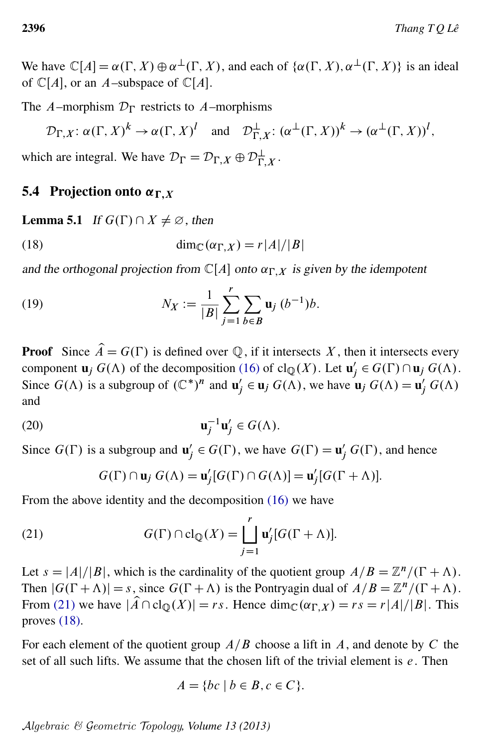We have $\mathbb{C}[A] = \alpha(\Gamma, X) \oplus \alpha^{\perp}(\Gamma, X)$, and each of $\{\alpha(\Gamma, X), \alpha^{\perp}(\Gamma, X)\}$ is an ideal of $\mathbb{C}[A]$, or an $A$–subspace of $\mathbb{C}[A]$.

The $A$–morphism $\mathcal{D}_\Gamma$ restricts to $A$–morphisms

$$\mathcal{D}_{\Gamma,X}\colon \alpha(\Gamma, X)^k \to \alpha(\Gamma, X)^l \quad \text{and} \quad \mathcal{D}^{\perp}_{\Gamma,X}\colon (\alpha^{\perp}(\Gamma, X))^k \to (\alpha^{\perp}(\Gamma, X))^l,$$

which are integral. We have $\mathcal{D}_\Gamma = \mathcal{D}_{\Gamma,X} \oplus \mathcal{D}^{\perp}_{\Gamma,X}$.

## 5.4 Projection onto $\alpha_{\Gamma,X}$

**Lemma 5.1** *If $G(\Gamma) \cap X \neq \varnothing$, then*

$$\dim_{\mathbb{C}}(\alpha_{\Gamma,X}) = r|A|/|B| \tag{18}$$

*and the orthogonal projection from $\mathbb{C}[A]$ onto $\alpha_{\Gamma,X}$ is given by the idempotent*

$$N_X := \frac{1}{|B|}\sum_{j=1}^{r}\sum_{b\in B} \mathbf{u}_j\,(b^{-1})b. \tag{19}$$

**Proof** Since $\widehat{A} = G(\Gamma)$ is defined over $\mathbb{Q}$, if it intersects $X$, then it intersects every component $\mathbf{u}_j\, G(\Lambda)$ of the decomposition (16) of $\mathrm{cl}_{\mathbb{Q}}(X)$. Let $\mathbf{u}'_j \in G(\Gamma) \cap \mathbf{u}_j\, G(\Lambda)$. Since $G(\Lambda)$ is a subgroup of $(\mathbb{C}^*)^n$ and $\mathbf{u}'_j \in \mathbf{u}_j\, G(\Lambda)$, we have $\mathbf{u}_j\, G(\Lambda) = \mathbf{u}'_j\, G(\Lambda)$ and

$$\mathbf{u}_j^{-1}\mathbf{u}'_j \in G(\Lambda). \tag{20}$$

Since $G(\Gamma)$ is a subgroup and $\mathbf{u}'_j \in G(\Gamma)$, we have $G(\Gamma) = \mathbf{u}'_j\, G(\Gamma)$, and hence

$$G(\Gamma) \cap \mathbf{u}_j\, G(\Lambda) = \mathbf{u}'_j[G(\Gamma) \cap G(\Lambda)] = \mathbf{u}'_j[G(\Gamma + \Lambda)].$$

From the above identity and the decomposition (16) we have

$$G(\Gamma) \cap \mathrm{cl}_{\mathbb{Q}}(X) = \bigsqcup_{j=1}^{r} \mathbf{u}'_j[G(\Gamma + \Lambda)]. \tag{21}$$

Let $s = |A|/|B|$, which is the cardinality of the quotient group $A/B = \mathbb{Z}^n/(\Gamma + \Lambda)$. Then $|G(\Gamma + \Lambda)| = s$, since $G(\Gamma + \Lambda)$ is the Pontryagin dual of $A/B = \mathbb{Z}^n/(\Gamma + \Lambda)$. From (21) we have $|\widehat{A} \cap \mathrm{cl}_{\mathbb{Q}}(X)| = rs$. Hence $\dim_{\mathbb{C}}(\alpha_{\Gamma,X}) = rs = r|A|/|B|$. This proves (18).

For each element of the quotient group $A/B$ choose a lift in $A$, and denote by $C$ the set of all such lifts. We assume that the chosen lift of the trivial element is $e$. Then

$$A = \{bc \mid b \in B, c \in C\}.$$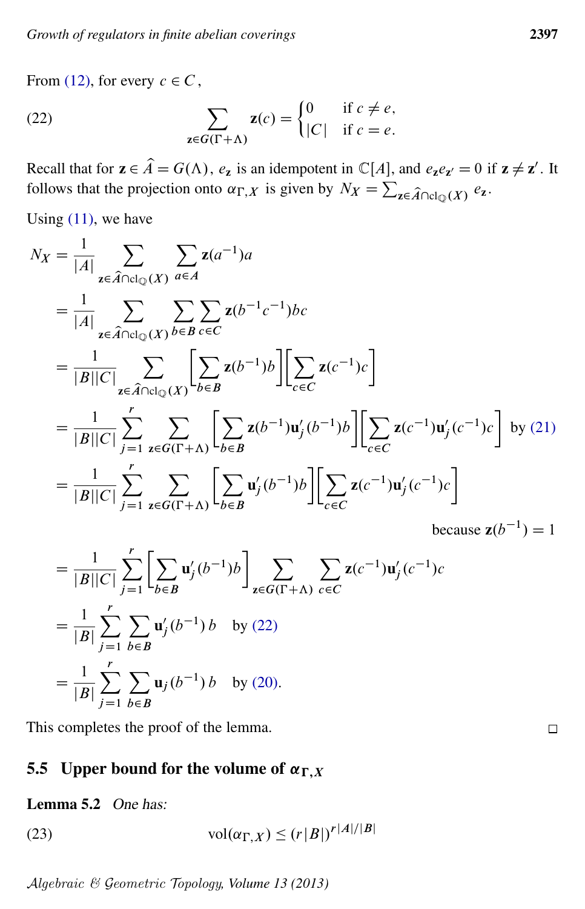From (12), for every $c \in C$,

$$\sum_{\mathbf{z} \in G(\Gamma+\Lambda)} \mathbf{z}(c) = \begin{cases} 0 & \text{if } c \neq e, \\ |C| & \text{if } c = e. \end{cases} \tag{22}$$

Recall that for $\mathbf{z} \in \widehat{A} = G(\Lambda)$, $e_{\mathbf{z}}$ is an idempotent in $\mathbb{C}[A]$, and $e_{\mathbf{z}} e_{\mathbf{z}'} = 0$ if $\mathbf{z} \neq \mathbf{z}'$. It follows that the projection onto $\alpha_{\Gamma,X}$ is given by $N_X = \sum_{\mathbf{z} \in \widehat{A} \cap \mathrm{cl}_{\mathbb{Q}}(X)} e_{\mathbf{z}}$.

Using (11), we have

$$\begin{aligned}
N_X &= \frac{1}{|A|} \sum_{\mathbf{z} \in \widehat{A} \cap \mathrm{cl}_{\mathbb{Q}}(X)} \sum_{a \in A} \mathbf{z}(a^{-1}) a \\
&= \frac{1}{|A|} \sum_{\mathbf{z} \in \widehat{A} \cap \mathrm{cl}_{\mathbb{Q}}(X)} \sum_{b \in B} \sum_{c \in C} \mathbf{z}(b^{-1} c^{-1}) bc \\
&= \frac{1}{|B||C|} \sum_{\mathbf{z} \in \widehat{A} \cap \mathrm{cl}_{\mathbb{Q}}(X)} \left[ \sum_{b \in B} \mathbf{z}(b^{-1}) b \right] \left[ \sum_{c \in C} \mathbf{z}(c^{-1}) c \right] \\
&= \frac{1}{|B||C|} \sum_{j=1}^{r} \sum_{\mathbf{z} \in G(\Gamma+\Lambda)} \left[ \sum_{b \in B} \mathbf{z}(b^{-1}) \mathbf{u}'_j(b^{-1}) b \right] \left[ \sum_{c \in C} \mathbf{z}(c^{-1}) \mathbf{u}'_j(c^{-1}) c \right] \quad \text{by (21)} \\
&= \frac{1}{|B||C|} \sum_{j=1}^{r} \sum_{\mathbf{z} \in G(\Gamma+\Lambda)} \left[ \sum_{b \in B} \mathbf{u}'_j(b^{-1}) b \right] \left[ \sum_{c \in C} \mathbf{z}(c^{-1}) \mathbf{u}'_j(c^{-1}) c \right] \\
&\qquad\qquad\qquad\qquad\qquad\qquad\qquad\qquad\qquad\qquad \text{because } \mathbf{z}(b^{-1}) = 1 \\
&= \frac{1}{|B||C|} \sum_{j=1}^{r} \left[ \sum_{b \in B} \mathbf{u}'_j(b^{-1}) b \right] \sum_{\mathbf{z} \in G(\Gamma+\Lambda)} \sum_{c \in C} \mathbf{z}(c^{-1}) \mathbf{u}'_j(c^{-1}) c \\
&= \frac{1}{|B|} \sum_{j=1}^{r} \sum_{b \in B} \mathbf{u}'_j(b^{-1})\, b \quad \text{by (22)} \\
&= \frac{1}{|B|} \sum_{j=1}^{r} \sum_{b \in B} \mathbf{u}_j(b^{-1})\, b \quad \text{by (20)}.
\end{aligned}$$

This completes the proof of the lemma. $\square$

### 5.5 Upper bound for the volume of $\alpha_{\Gamma,X}$

**Lemma 5.2** *One has:*

$$\mathrm{vol}(\alpha_{\Gamma,X}) \leq (r|B|)^{r|A|/|B|} \tag{23}$$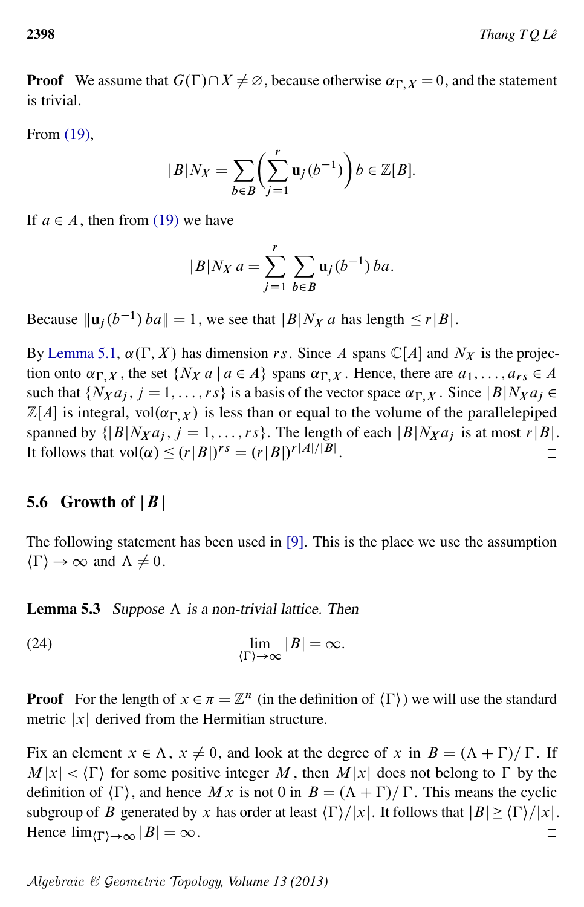**Proof** We assume that $G(\Gamma)\cap X \neq \varnothing$, because otherwise $\alpha_{\Gamma,X}=0$, and the statement is trivial.

From (19),

$$|B| N_X = \sum_{b\in B}\left(\sum_{j=1}^{r} \mathbf{u}_j(b^{-1})\right) b \in \mathbb{Z}[B].$$

If $a\in A$, then from (19) we have

$$|B| N_X\, a = \sum_{j=1}^{r}\sum_{b\in B} \mathbf{u}_j(b^{-1})\, ba.$$

Because $\|\mathbf{u}_j(b^{-1})\, ba\| = 1$, we see that $|B|N_X\, a$ has length $\le r|B|$.

By Lemma 5.1, $\alpha(\Gamma, X)$ has dimension $rs$. Since $A$ spans $\mathbb{C}[A]$ and $N_X$ is the projection onto $\alpha_{\Gamma,X}$, the set $\{N_X\, a \mid a\in A\}$ spans $\alpha_{\Gamma,X}$. Hence, there are $a_1,\dots,a_{rs}\in A$ such that $\{N_X a_j, j=1,\dots,rs\}$ is a basis of the vector space $\alpha_{\Gamma,X}$. Since $|B|N_X a_j \in \mathbb{Z}[A]$ is integral, $\mathrm{vol}(\alpha_{\Gamma,X})$ is less than or equal to the volume of the parallelepiped spanned by $\{|B|N_X a_j, j=1,\dots,rs\}$. The length of each $|B|N_X a_j$ is at most $r|B|$. It follows that $\mathrm{vol}(\alpha)\le (r|B|)^{rs} = (r|B|)^{r|A|/|B|}$. □

## 5.6 Growth of $|B|$

The following statement has been used in [9]. This is the place we use the assumption $\langle\Gamma\rangle\to\infty$ and $\Lambda\neq 0$.

**Lemma 5.3** *Suppose $\Lambda$ is a non-trivial lattice. Then*

$$\lim_{\langle\Gamma\rangle\to\infty} |B| = \infty. \tag{24}$$

**Proof** For the length of $x\in\pi=\mathbb{Z}^n$ (in the definition of $\langle\Gamma\rangle$) we will use the standard metric $|x|$ derived from the Hermitian structure.

Fix an element $x\in\Lambda$, $x\neq 0$, and look at the degree of $x$ in $B=(\Lambda+\Gamma)/\Gamma$. If $M|x| < \langle\Gamma\rangle$ for some positive integer $M$, then $M|x|$ does not belong to $\Gamma$ by the definition of $\langle\Gamma\rangle$, and hence $Mx$ is not 0 in $B=(\Lambda+\Gamma)/\Gamma$. This means the cyclic subgroup of $B$ generated by $x$ has order at least $\langle\Gamma\rangle/|x|$. It follows that $|B|\ge\langle\Gamma\rangle/|x|$. Hence $\lim_{\langle\Gamma\rangle\to\infty}|B|=\infty$. □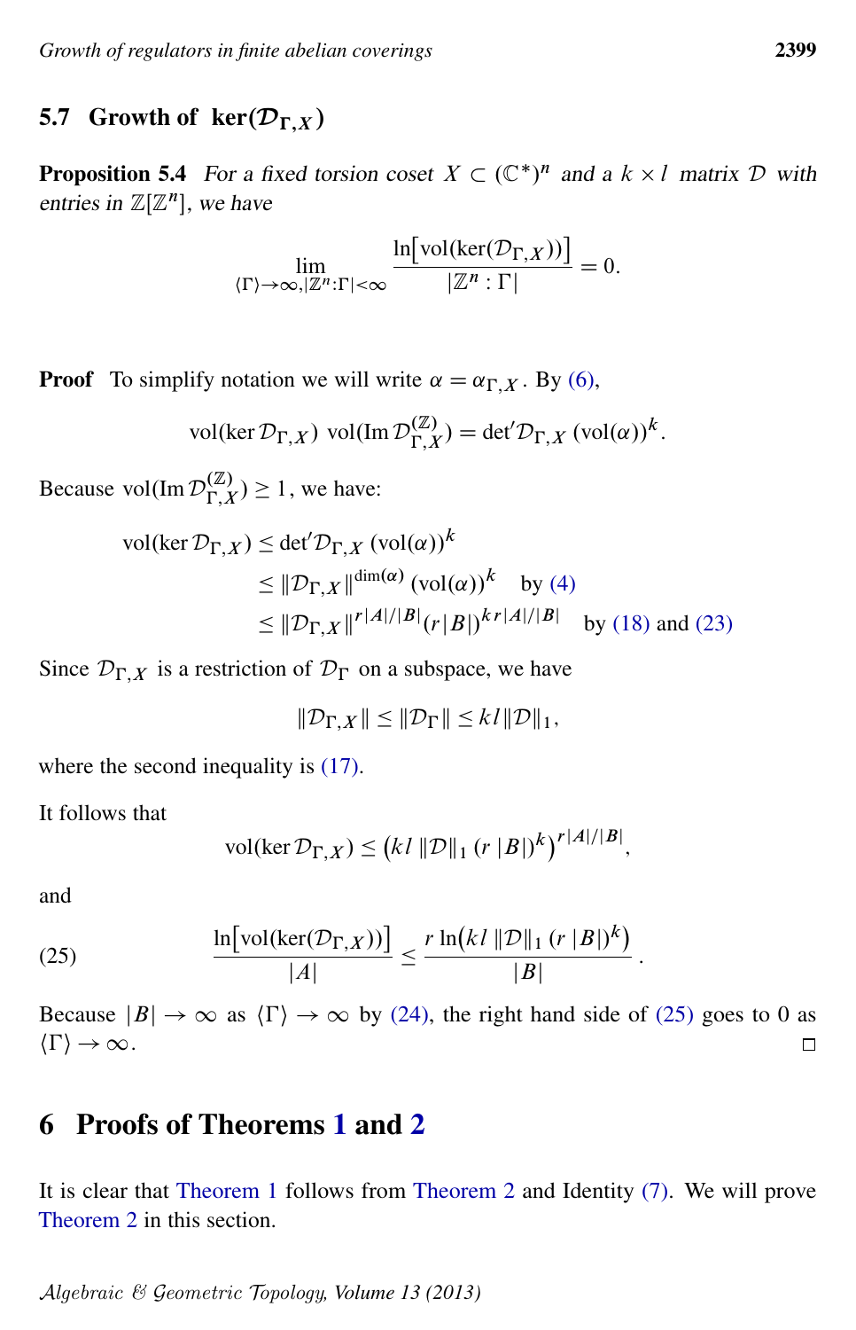### 5.7 Growth of $\ker(\mathcal{D}_{\Gamma,X})$

**Proposition 5.4** *For a fixed torsion coset $X \subset (\mathbb{C}^*)^n$ and a $k \times l$ matrix $\mathcal{D}$ with entries in $\mathbb{Z}[\mathbb{Z}^n]$, we have*

$$\lim_{\langle\Gamma\rangle\to\infty, |\mathbb{Z}^n:\Gamma|<\infty} \frac{\ln\big[\mathrm{vol}(\ker(\mathcal{D}_{\Gamma,X}))\big]}{|\mathbb{Z}^n:\Gamma|} = 0.$$

**Proof** To simplify notation we will write $\alpha = \alpha_{\Gamma,X}$. By (6),

$$\mathrm{vol}(\ker \mathcal{D}_{\Gamma,X})\ \mathrm{vol}(\mathrm{Im}\, \mathcal{D}^{(\mathbb{Z})}_{\Gamma,X}) = \det{}' \mathcal{D}_{\Gamma,X}\ (\mathrm{vol}(\alpha))^k.$$

Because $\mathrm{vol}(\mathrm{Im}\, \mathcal{D}^{(\mathbb{Z})}_{\Gamma,X}) \geq 1$, we have:

$$\begin{aligned}
\mathrm{vol}(\ker \mathcal{D}_{\Gamma,X}) &\leq \det{}'\mathcal{D}_{\Gamma,X}\ (\mathrm{vol}(\alpha))^k \\
&\leq \|\mathcal{D}_{\Gamma,X}\|^{\dim(\alpha)}\ (\mathrm{vol}(\alpha))^k \quad \text{by (4)} \\
&\leq \|\mathcal{D}_{\Gamma,X}\|^{r|A|/|B|}(r|B|)^{kr|A|/|B|} \quad \text{by (18) and (23)}
\end{aligned}$$

Since $\mathcal{D}_{\Gamma,X}$ is a restriction of $\mathcal{D}_\Gamma$ on a subspace, we have

$$\|\mathcal{D}_{\Gamma,X}\| \leq \|\mathcal{D}_\Gamma\| \leq kl\|\mathcal{D}\|_1,$$

where the second inequality is (17).

It follows that

$$\mathrm{vol}(\ker \mathcal{D}_{\Gamma,X}) \leq \big(kl\ \|\mathcal{D}\|_1\ (r\ |B|)^k\big)^{r|A|/|B|},$$

and

$$\frac{\ln\big[\mathrm{vol}(\ker(\mathcal{D}_{\Gamma,X}))\big]}{|A|} \leq \frac{r\ \ln\big(kl\ \|\mathcal{D}\|_1\ (r\ |B|)^k\big)}{|B|}. \tag{25}$$

Because $|B| \to \infty$ as $\langle\Gamma\rangle \to \infty$ by (24), the right hand side of (25) goes to 0 as $\langle\Gamma\rangle \to \infty$. □

## 6 Proofs of Theorems 1 and 2

It is clear that Theorem 1 follows from Theorem 2 and Identity (7). We will prove Theorem 2 in this section.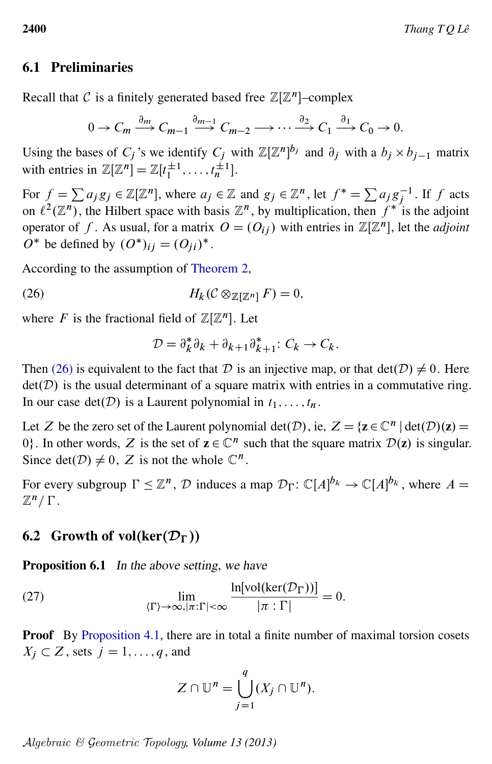## 6.1 Preliminaries

Recall that $\mathcal{C}$ is a finitely generated based free $\mathbb{Z}[\mathbb{Z}^n]$–complex

$$0 \to C_m \xrightarrow{\partial_m} C_{m-1} \xrightarrow{\partial_{m-1}} C_{m-2} \longrightarrow \cdots \xrightarrow{\partial_2} C_1 \xrightarrow{\partial_1} C_0 \to 0.$$

Using the bases of $C_j$'s we identify $C_j$ with $\mathbb{Z}[\mathbb{Z}^n]^{b_j}$ and $\partial_j$ with a $b_j \times b_{j-1}$ matrix with entries in $\mathbb{Z}[\mathbb{Z}^n] = \mathbb{Z}[t_1^{\pm 1}, \dots, t_n^{\pm 1}]$.

For $f = \sum a_j g_j \in \mathbb{Z}[\mathbb{Z}^n]$, where $a_j \in \mathbb{Z}$ and $g_j \in \mathbb{Z}^n$, let $f^* = \sum a_j g_j^{-1}$. If $f$ acts on $\ell^2(\mathbb{Z}^n)$, the Hilbert space with basis $\mathbb{Z}^n$, by multiplication, then $f^*$ is the adjoint operator of $f$. As usual, for a matrix $O = (O_{ij})$ with entries in $\mathbb{Z}[\mathbb{Z}^n]$, let the *adjoint* $O^*$ be defined by $(O^*)_{ij} = (O_{ji})^*$.

According to the assumption of Theorem 2,

$$H_k(\mathcal{C} \otimes_{\mathbb{Z}[\mathbb{Z}^n]} F) = 0, \tag{26}$$

where $F$ is the fractional field of $\mathbb{Z}[\mathbb{Z}^n]$. Let

$$\mathcal{D} = \partial_k^* \partial_k + \partial_{k+1} \partial_{k+1}^* \colon C_k \to C_k.$$

Then (26) is equivalent to the fact that $\mathcal{D}$ is an injective map, or that $\det(\mathcal{D}) \neq 0$. Here $\det(\mathcal{D})$ is the usual determinant of a square matrix with entries in a commutative ring. In our case $\det(\mathcal{D})$ is a Laurent polynomial in $t_1, \dots, t_n$.

Let $Z$ be the zero set of the Laurent polynomial $\det(\mathcal{D})$, ie, $Z = \{\mathbf{z} \in \mathbb{C}^n \mid \det(\mathcal{D})(\mathbf{z}) = 0\}$. In other words, $Z$ is the set of $\mathbf{z} \in \mathbb{C}^n$ such that the square matrix $\mathcal{D}(\mathbf{z})$ is singular. Since $\det(\mathcal{D}) \neq 0$, $Z$ is not the whole $\mathbb{C}^n$.

For every subgroup $\Gamma \le \mathbb{Z}^n$, $\mathcal{D}$ induces a map $\mathcal{D}_\Gamma \colon \mathbb{C}[A]^{b_k} \to \mathbb{C}[A]^{b_k}$, where $A = \mathbb{Z}^n/\Gamma$.

## 6.2 Growth of $\mathrm{vol}(\ker(\mathcal{D}_\Gamma))$

**Proposition 6.1** *In the above setting, we have*

$$\lim_{\langle \Gamma \rangle \to \infty, |\pi:\Gamma| < \infty} \frac{\ln[\mathrm{vol}(\ker(\mathcal{D}_\Gamma))]}{|\pi : \Gamma|} = 0. \tag{27}$$

**Proof** By Proposition 4.1, there are in total a finite number of maximal torsion cosets $X_j \subset Z$, sets $j = 1, \dots, q$, and

$$Z \cap \mathbb{U}^n = \bigcup_{j=1}^{q} (X_j \cap \mathbb{U}^n).$$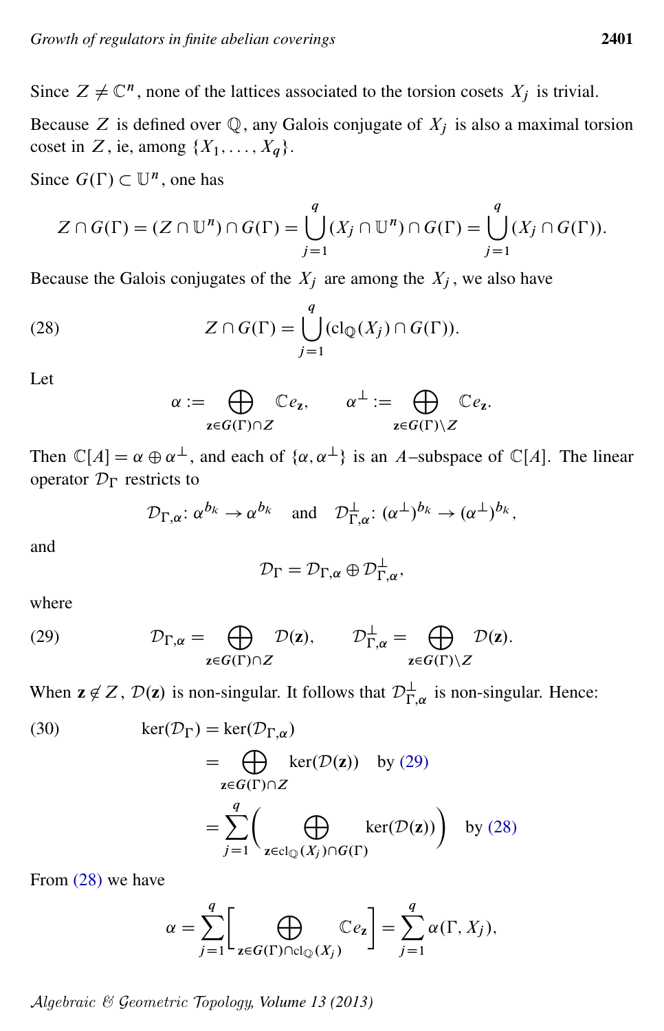Since $Z \neq \mathbb{C}^n$, none of the lattices associated to the torsion cosets $X_j$ is trivial.

Because $Z$ is defined over $\mathbb{Q}$, any Galois conjugate of $X_j$ is also a maximal torsion coset in $Z$, ie, among $\{X_1, \dots, X_q\}$.

Since $G(\Gamma) \subset \mathbb{U}^n$, one has

$$Z \cap G(\Gamma) = (Z \cap \mathbb{U}^n) \cap G(\Gamma) = \bigcup_{j=1}^{q} (X_j \cap \mathbb{U}^n) \cap G(\Gamma) = \bigcup_{j=1}^{q} (X_j \cap G(\Gamma)).$$

Because the Galois conjugates of the $X_j$ are among the $X_j$, we also have

$$Z \cap G(\Gamma) = \bigcup_{j=1}^{q} (\mathrm{cl}_{\mathbb{Q}}(X_j) \cap G(\Gamma)). \tag{28}$$

Let

$$\alpha := \bigoplus_{\mathbf{z} \in G(\Gamma) \cap Z} \mathbb{C} e_{\mathbf{z}}, \qquad \alpha^{\perp} := \bigoplus_{\mathbf{z} \in G(\Gamma) \setminus Z} \mathbb{C} e_{\mathbf{z}}.$$

Then $\mathbb{C}[A] = \alpha \oplus \alpha^{\perp}$, and each of $\{\alpha, \alpha^{\perp}\}$ is an $A$–subspace of $\mathbb{C}[A]$. The linear operator $\mathcal{D}_\Gamma$ restricts to

$$\mathcal{D}_{\Gamma,\alpha} \colon \alpha^{b_k} \to \alpha^{b_k} \quad \text{and} \quad \mathcal{D}^{\perp}_{\Gamma,\alpha} \colon (\alpha^{\perp})^{b_k} \to (\alpha^{\perp})^{b_k},$$

and

$$\mathcal{D}_\Gamma = \mathcal{D}_{\Gamma,\alpha} \oplus \mathcal{D}^{\perp}_{\Gamma,\alpha},$$

where

$$\mathcal{D}_{\Gamma,\alpha} = \bigoplus_{\mathbf{z} \in G(\Gamma) \cap Z} \mathcal{D}(\mathbf{z}), \qquad \mathcal{D}^{\perp}_{\Gamma,\alpha} = \bigoplus_{\mathbf{z} \in G(\Gamma) \setminus Z} \mathcal{D}(\mathbf{z}). \tag{29}$$

When $\mathbf{z} \notin Z$, $\mathcal{D}(\mathbf{z})$ is non-singular. It follows that $\mathcal{D}^{\perp}_{\Gamma,\alpha}$ is non-singular. Hence:

$$\begin{aligned}
\ker(\mathcal{D}_\Gamma) &= \ker(\mathcal{D}_{\Gamma,\alpha}) \\
&= \bigoplus_{\mathbf{z} \in G(\Gamma) \cap Z} \ker(\mathcal{D}(\mathbf{z})) \quad \text{by (29)} \\
&= \sum_{j=1}^{q} \Bigg( \bigoplus_{\mathbf{z} \in \mathrm{cl}_{\mathbb{Q}}(X_j) \cap G(\Gamma)} \ker(\mathcal{D}(\mathbf{z})) \Bigg) \quad \text{by (28)}
\end{aligned} \tag{30}$$

From (28) we have

$$\alpha = \sum_{j=1}^{q} \Bigg[ \bigoplus_{\mathbf{z} \in G(\Gamma) \cap \mathrm{cl}_{\mathbb{Q}}(X_j)} \mathbb{C} e_{\mathbf{z}} \Bigg] = \sum_{j=1}^{q} \alpha(\Gamma, X_j),$$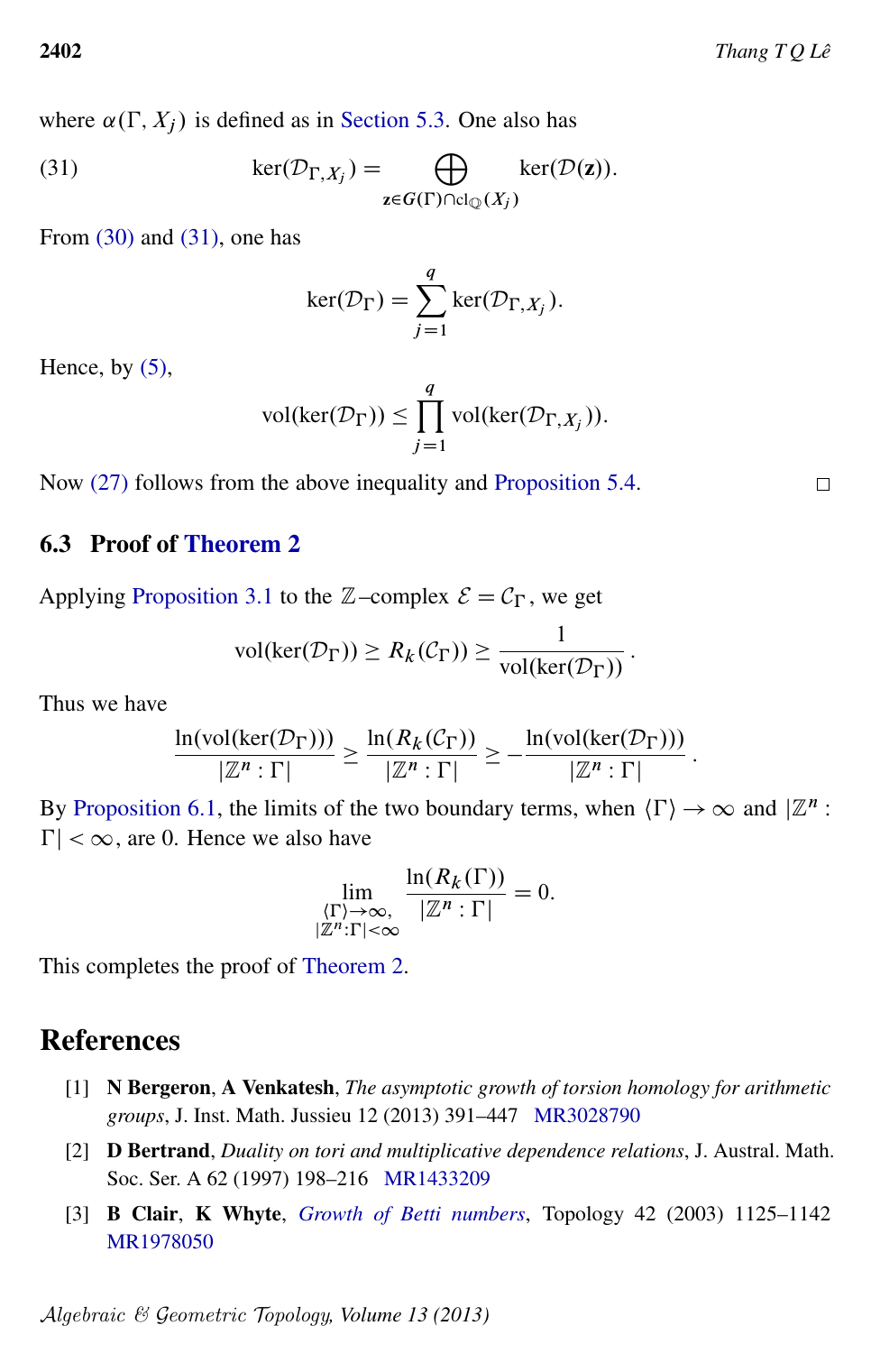where $\alpha(\Gamma, X_j)$ is defined as in Section 5.3. One also has

$$\ker(\mathcal{D}_{\Gamma,X_j}) = \bigoplus_{\mathbf{z}\in G(\Gamma)\cap \mathrm{cl}_{\mathbb{Q}}(X_j)} \ker(\mathcal{D}(\mathbf{z})). \tag{31}$$

From (30) and (31), one has

$$\ker(\mathcal{D}_\Gamma) = \sum_{j=1}^{q} \ker(\mathcal{D}_{\Gamma,X_j}).$$

Hence, by (5),

$$\mathrm{vol}(\ker(\mathcal{D}_\Gamma)) \le \prod_{j=1}^{q} \mathrm{vol}(\ker(\mathcal{D}_{\Gamma,X_j})).$$

Now (27) follows from the above inequality and Proposition 5.4. □

### 6.3 Proof of Theorem 2

Applying Proposition 3.1 to the $\mathbb{Z}$–complex $\mathcal{E} = \mathcal{C}_\Gamma$, we get

$$\mathrm{vol}(\ker(\mathcal{D}_\Gamma)) \ge R_k(\mathcal{C}_\Gamma)) \ge \frac{1}{\mathrm{vol}(\ker(\mathcal{D}_\Gamma))}.$$

Thus we have

$$\frac{\ln(\mathrm{vol}(\ker(\mathcal{D}_\Gamma)))}{|\mathbb{Z}^n : \Gamma|} \ge \frac{\ln(R_k(\mathcal{C}_\Gamma))}{|\mathbb{Z}^n : \Gamma|} \ge -\frac{\ln(\mathrm{vol}(\ker(\mathcal{D}_\Gamma)))}{|\mathbb{Z}^n : \Gamma|}.$$

By Proposition 6.1, the limits of the two boundary terms, when $\langle\Gamma\rangle \to \infty$ and $|\mathbb{Z}^n : \Gamma| < \infty$, are 0. Hence we also have

$$\lim_{\substack{\langle\Gamma\rangle\to\infty,\\ |\mathbb{Z}^n:\Gamma|<\infty}} \frac{\ln(R_k(\Gamma))}{|\mathbb{Z}^n : \Gamma|} = 0.$$

This completes the proof of Theorem 2.

## References

[1] **N Bergeron**, **A Venkatesh**, *The asymptotic growth of torsion homology for arithmetic groups*, J. Inst. Math. Jussieu 12 (2013) 391–447 MR3028790

[2] **D Bertrand**, *Duality on tori and multiplicative dependence relations*, J. Austral. Math. Soc. Ser. A 62 (1997) 198–216 MR1433209

[3] **B Clair**, **K Whyte**, *Growth of Betti numbers*, Topology 42 (2003) 1125–1142 MR1978050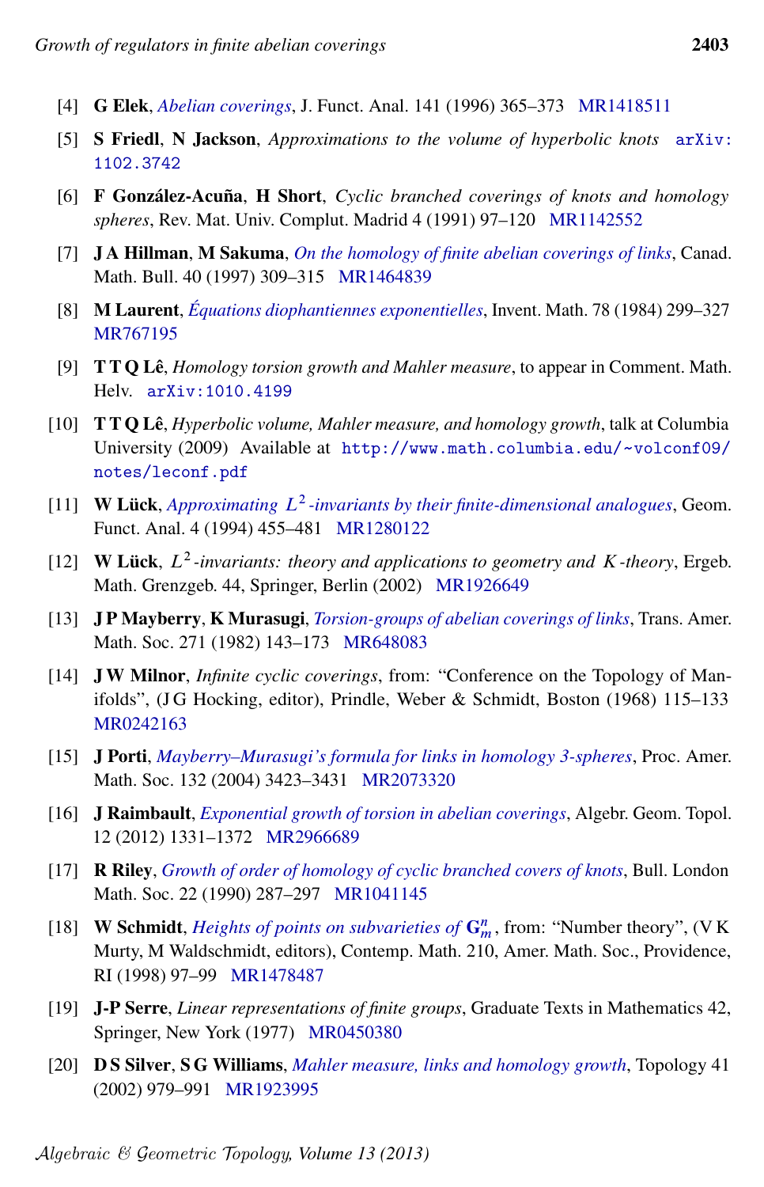[4] **G Elek**, *Abelian coverings*, J. Funct. Anal. 141 (1996) 365–373 MR1418511

[5] **S Friedl**, **N Jackson**, *Approximations to the volume of hyperbolic knots* arXiv:1102.3742

[6] **F González-Acuña**, **H Short**, *Cyclic branched coverings of knots and homology spheres*, Rev. Mat. Univ. Complut. Madrid 4 (1991) 97–120 MR1142552

[7] **J A Hillman**, **M Sakuma**, *On the homology of finite abelian coverings of links*, Canad. Math. Bull. 40 (1997) 309–315 MR1464839

[8] **M Laurent**, *Équations diophantiennes exponentielles*, Invent. Math. 78 (1984) 299–327 MR767195

[9] **T T Q Lê**, *Homology torsion growth and Mahler measure*, to appear in Comment. Math. Helv. arXiv:1010.4199

[10] **T T Q Lê**, *Hyperbolic volume, Mahler measure, and homology growth*, talk at Columbia University (2009) Available at http://www.math.columbia.edu/~volconf09/notes/leconf.pdf

[11] **W Lück**, *Approximating $L^2$-invariants by their finite-dimensional analogues*, Geom. Funct. Anal. 4 (1994) 455–481 MR1280122

[12] **W Lück**, *$L^2$-invariants: theory and applications to geometry and $K$-theory*, Ergeb. Math. Grenzgeb. 44, Springer, Berlin (2002) MR1926649

[13] **J P Mayberry**, **K Murasugi**, *Torsion-groups of abelian coverings of links*, Trans. Amer. Math. Soc. 271 (1982) 143–173 MR648083

[14] **J W Milnor**, *Infinite cyclic coverings*, from: "Conference on the Topology of Manifolds", (J G Hocking, editor), Prindle, Weber & Schmidt, Boston (1968) 115–133 MR0242163

[15] **J Porti**, *Mayberry–Murasugi's formula for links in homology 3-spheres*, Proc. Amer. Math. Soc. 132 (2004) 3423–3431 MR2073320

[16] **J Raimbault**, *Exponential growth of torsion in abelian coverings*, Algebr. Geom. Topol. 12 (2012) 1331–1372 MR2966689

[17] **R Riley**, *Growth of order of homology of cyclic branched covers of knots*, Bull. London Math. Soc. 22 (1990) 287–297 MR1041145

[18] **W Schmidt**, *Heights of points on subvarieties of $\mathbf{G}_m^n$*, from: "Number theory", (V K Murty, M Waldschmidt, editors), Contemp. Math. 210, Amer. Math. Soc., Providence, RI (1998) 97–99 MR1478487

[19] **J-P Serre**, *Linear representations of finite groups*, Graduate Texts in Mathematics 42, Springer, New York (1977) MR0450380

[20] **D S Silver**, **S G Williams**, *Mahler measure, links and homology growth*, Topology 41 (2002) 979–991 MR1923995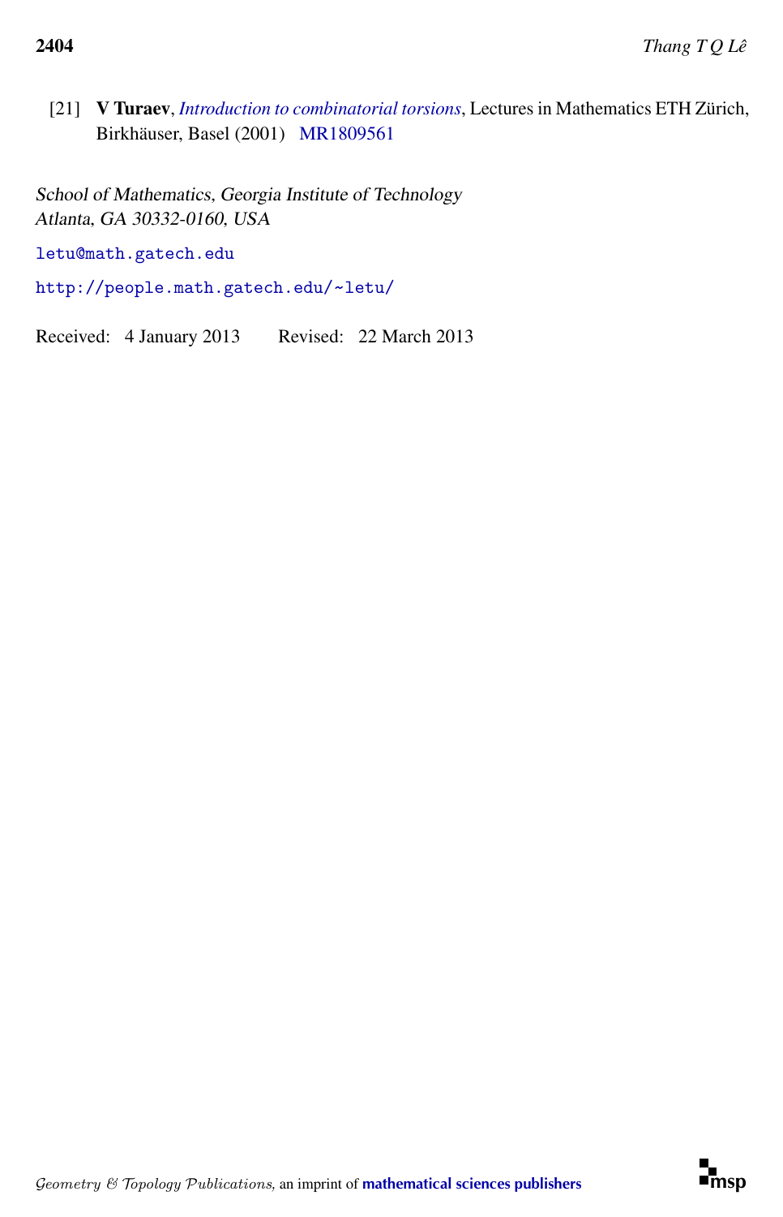[21] **V Turaev**, *Introduction to combinatorial torsions*, Lectures in Mathematics ETH Zürich, Birkhäuser, Basel (2001) MR1809561

*School of Mathematics, Georgia Institute of Technology*
*Atlanta, GA 30332-0160, USA*

letu@math.gatech.edu

http://people.math.gatech.edu/~letu/

Received: 4 January 2013   Revised: 22 March 2013